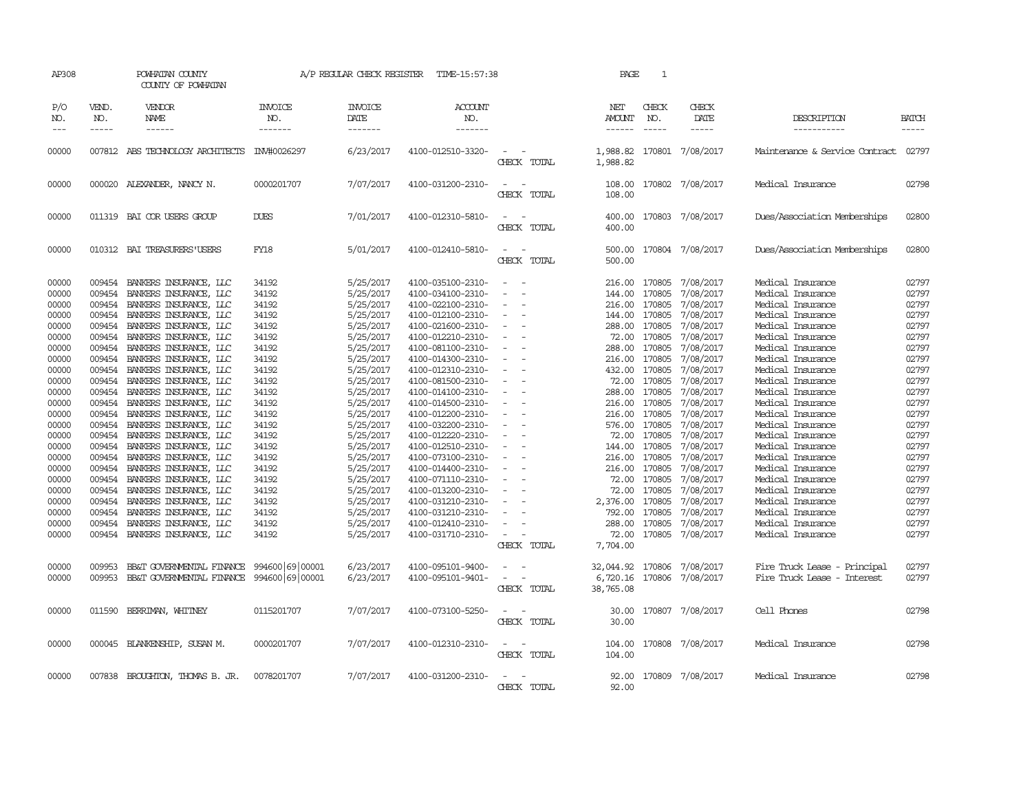AP308 POWHATAN COUNTY A/P REGULAR CHECK REGISTER TIME-15:57:38

COUNTY OF POWHATAN

| P/O NO. | VEND. NO. | VENDOR NAME | INVOICE NO. | INVOICE DATE | ACCOUNT NO. | | NET AMOUNT | CHECK NO. | CHECK DATE | DESCRIPTION | BATCH |
|---|---|---|---|---|---|---|---|---|---|---|---|
| 00000 | 007812 | ABS TECHNOLOGY ARCHITECTS | INV#0026297 | 6/23/2017 | 4100-012510-3320- | - - | 1,988.82 | 170801 | 7/08/2017 | Maintenance & Service Contract | 02797 |
| | | | | | | CHECK TOTAL | 1,988.82 | | | | |
| 00000 | 000020 | ALEXANDER, NANCY N. | 0000201707 | 7/07/2017 | 4100-031200-2310- | - - | 108.00 | 170802 | 7/08/2017 | Medical Insurance | 02798 |
| | | | | | | CHECK TOTAL | 108.00 | | | | |
| 00000 | 011319 | BAI COR USERS GROUP | DUES | 7/01/2017 | 4100-012310-5810- | - - | 400.00 | 170803 | 7/08/2017 | Dues/Association Memberships | 02800 |
| | | | | | | CHECK TOTAL | 400.00 | | | | |
| 00000 | 010312 | BAI TREASURERS'USERS | FY18 | 5/01/2017 | 4100-012410-5810- | - - | 500.00 | 170804 | 7/08/2017 | Dues/Association Memberships | 02800 |
| | | | | | | CHECK TOTAL | 500.00 | | | | |
| 00000 | 009454 | BANKERS INSURANCE, LLC | 34192 | 5/25/2017 | 4100-035100-2310- | - - | 216.00 | 170805 | 7/08/2017 | Medical Insurance | 02797 |
| 00000 | 009454 | BANKERS INSURANCE, LLC | 34192 | 5/25/2017 | 4100-034100-2310- | - - | 144.00 | 170805 | 7/08/2017 | Medical Insurance | 02797 |
| 00000 | 009454 | BANKERS INSURANCE, LLC | 34192 | 5/25/2017 | 4100-022100-2310- | - - | 216.00 | 170805 | 7/08/2017 | Medical Insurance | 02797 |
| 00000 | 009454 | BANKERS INSURANCE, LLC | 34192 | 5/25/2017 | 4100-012100-2310- | - - | 144.00 | 170805 | 7/08/2017 | Medical Insurance | 02797 |
| 00000 | 009454 | BANKERS INSURANCE, LLC | 34192 | 5/25/2017 | 4100-021600-2310- | - - | 288.00 | 170805 | 7/08/2017 | Medical Insurance | 02797 |
| 00000 | 009454 | BANKERS INSURANCE, LLC | 34192 | 5/25/2017 | 4100-012210-2310- | - - | 72.00 | 170805 | 7/08/2017 | Medical Insurance | 02797 |
| 00000 | 009454 | BANKERS INSURANCE, LLC | 34192 | 5/25/2017 | 4100-081100-2310- | - - | 288.00 | 170805 | 7/08/2017 | Medical Insurance | 02797 |
| 00000 | 009454 | BANKERS INSURANCE, LLC | 34192 | 5/25/2017 | 4100-014300-2310- | - - | 216.00 | 170805 | 7/08/2017 | Medical Insurance | 02797 |
| 00000 | 009454 | BANKERS INSURANCE, LLC | 34192 | 5/25/2017 | 4100-012310-2310- | - - | 432.00 | 170805 | 7/08/2017 | Medical Insurance | 02797 |
| 00000 | 009454 | BANKERS INSURANCE, LLC | 34192 | 5/25/2017 | 4100-081500-2310- | - - | 72.00 | 170805 | 7/08/2017 | Medical Insurance | 02797 |
| 00000 | 009454 | BANKERS INSURANCE, LLC | 34192 | 5/25/2017 | 4100-014100-2310- | - - | 288.00 | 170805 | 7/08/2017 | Medical Insurance | 02797 |
| 00000 | 009454 | BANKERS INSURANCE, LLC | 34192 | 5/25/2017 | 4100-014500-2310- | - - | 216.00 | 170805 | 7/08/2017 | Medical Insurance | 02797 |
| 00000 | 009454 | BANKERS INSURANCE, LLC | 34192 | 5/25/2017 | 4100-012200-2310- | - - | 216.00 | 170805 | 7/08/2017 | Medical Insurance | 02797 |
| 00000 | 009454 | BANKERS INSURANCE, LLC | 34192 | 5/25/2017 | 4100-032200-2310- | - - | 576.00 | 170805 | 7/08/2017 | Medical Insurance | 02797 |
| 00000 | 009454 | BANKERS INSURANCE, LLC | 34192 | 5/25/2017 | 4100-012220-2310- | - - | 72.00 | 170805 | 7/08/2017 | Medical Insurance | 02797 |
| 00000 | 009454 | BANKERS INSURANCE, LLC | 34192 | 5/25/2017 | 4100-012510-2310- | - - | 144.00 | 170805 | 7/08/2017 | Medical Insurance | 02797 |
| 00000 | 009454 | BANKERS INSURANCE, LLC | 34192 | 5/25/2017 | 4100-073100-2310- | - - | 216.00 | 170805 | 7/08/2017 | Medical Insurance | 02797 |
| 00000 | 009454 | BANKERS INSURANCE, LLC | 34192 | 5/25/2017 | 4100-014400-2310- | - - | 216.00 | 170805 | 7/08/2017 | Medical Insurance | 02797 |
| 00000 | 009454 | BANKERS INSURANCE, LLC | 34192 | 5/25/2017 | 4100-071110-2310- | - - | 72.00 | 170805 | 7/08/2017 | Medical Insurance | 02797 |
| 00000 | 009454 | BANKERS INSURANCE, LLC | 34192 | 5/25/2017 | 4100-013200-2310- | - - | 72.00 | 170805 | 7/08/2017 | Medical Insurance | 02797 |
| 00000 | 009454 | BANKERS INSURANCE, LLC | 34192 | 5/25/2017 | 4100-031210-2310- | - - | 2,376.00 | 170805 | 7/08/2017 | Medical Insurance | 02797 |
| 00000 | 009454 | BANKERS INSURANCE, LLC | 34192 | 5/25/2017 | 4100-031210-2310- | - - | 792.00 | 170805 | 7/08/2017 | Medical Insurance | 02797 |
| 00000 | 009454 | BANKERS INSURANCE, LLC | 34192 | 5/25/2017 | 4100-012410-2310- | - - | 288.00 | 170805 | 7/08/2017 | Medical Insurance | 02797 |
| 00000 | 009454 | BANKERS INSURANCE, LLC | 34192 | 5/25/2017 | 4100-031710-2310- | - - | 72.00 | 170805 | 7/08/2017 | Medical Insurance | 02797 |
| | | | | | | CHECK TOTAL | 7,704.00 | | | | |
| 00000 | 009953 | BB&T GOVERNMENTAL FINANCE | 994600\|69\|00001 | 6/23/2017 | 4100-095101-9400- | - - | 32,044.92 | 170806 | 7/08/2017 | Fire Truck Lease - Principal | 02797 |
| 00000 | 009953 | BB&T GOVERNMENTAL FINANCE | 994600\|69\|00001 | 6/23/2017 | 4100-095101-9401- | - - | 6,720.16 | 170806 | 7/08/2017 | Fire Truck Lease - Interest | 02797 |
| | | | | | | CHECK TOTAL | 38,765.08 | | | | |
| 00000 | 011590 | BERRIMAN, WHITNEY | 0115201707 | 7/07/2017 | 4100-073100-5250- | - - | 30.00 | 170807 | 7/08/2017 | Cell Phones | 02798 |
| | | | | | | CHECK TOTAL | 30.00 | | | | |
| 00000 | 000045 | BLANKENSHIP, SUSAN M. | 0000201707 | 7/07/2017 | 4100-012310-2310- | - - | 104.00 | 170808 | 7/08/2017 | Medical Insurance | 02798 |
| | | | | | | CHECK TOTAL | 104.00 | | | | |
| 00000 | 007838 | BROUGHTON, THOMAS B. JR. | 0078201707 | 7/07/2017 | 4100-031200-2310- | - - | 92.00 | 170809 | 7/08/2017 | Medical Insurance | 02798 |
| | | | | | | CHECK TOTAL | 92.00 | | | | |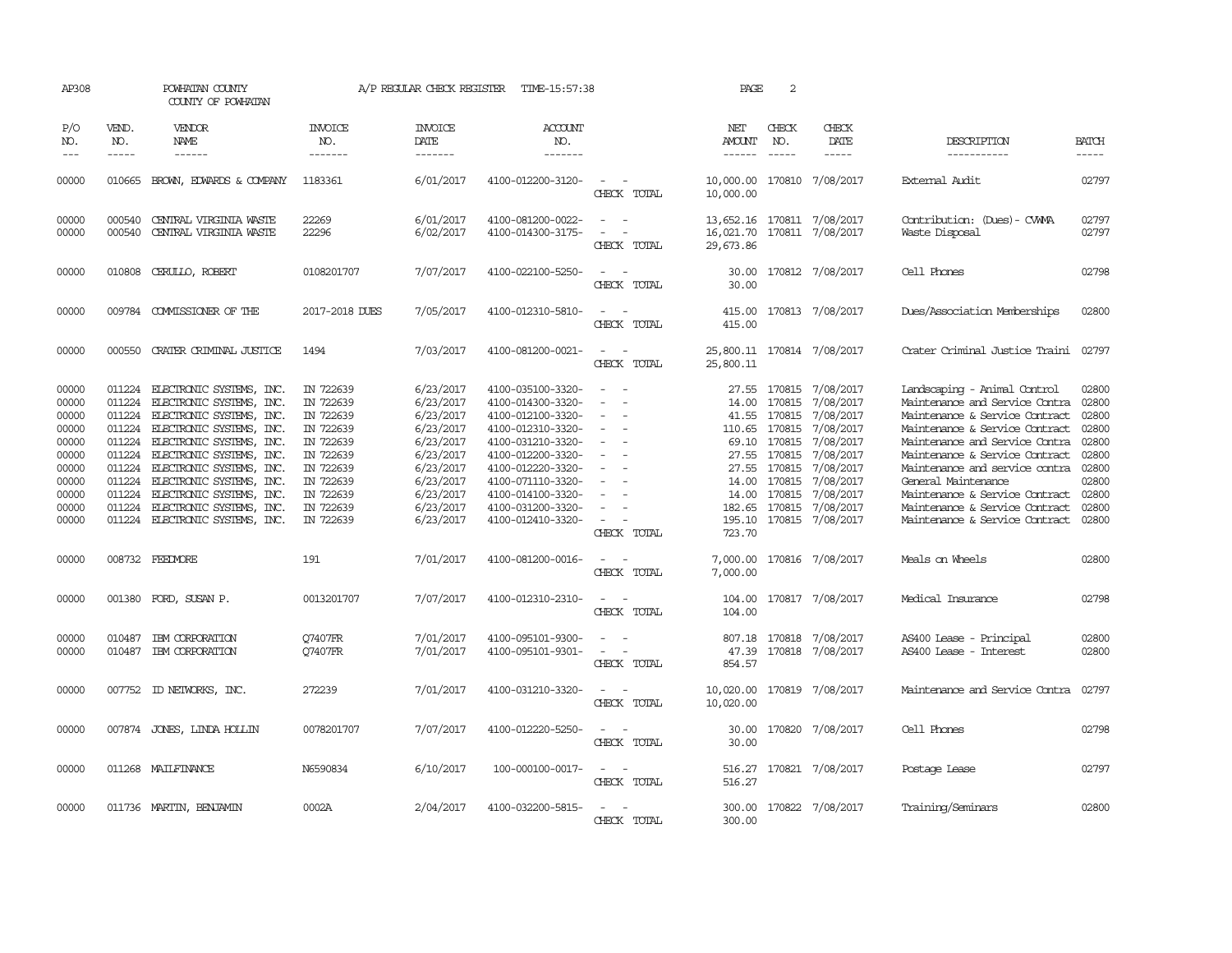AP308 POWHATAN COUNTY COUNTY OF POWHATAN — A/P REGULAR CHECK REGISTER TIME-15:57:38 — PAGE 2

| P/O NO. | VEND. NO. | VENDOR NAME | INVOICE NO. | INVOICE DATE | ACCOUNT NO. | | NET AMOUNT | CHECK NO. | CHECK DATE | DESCRIPTION | BATCH |
|---|---|---|---|---|---|---|---|---|---|---|---|
| 00000 | 010665 | BROWN, EDWARDS & COMPANY | 1183361 | 6/01/2017 | 4100-012200-3120- | - - | 10,000.00 | 170810 | 7/08/2017 | External Audit | 02797 |
| | | | | | | CHECK TOTAL | 10,000.00 | | | | |
| 00000 | 000540 | CENTRAL VIRGINIA WASTE | 22269 | 6/01/2017 | 4100-081200-0022- | - - | 13,652.16 | 170811 | 7/08/2017 | Contribution: (Dues)- CVWMA | 02797 |
| 00000 | 000540 | CENTRAL VIRGINIA WASTE | 22296 | 6/02/2017 | 4100-014300-3175- | - - | 16,021.70 | 170811 | 7/08/2017 | Waste Disposal | 02797 |
| | | | | | | CHECK TOTAL | 29,673.86 | | | | |
| 00000 | 010808 | CERULLO, ROBERT | 0108201707 | 7/07/2017 | 4100-022100-5250- | - - | 30.00 | 170812 | 7/08/2017 | Cell Phones | 02798 |
| | | | | | | CHECK TOTAL | 30.00 | | | | |
| 00000 | 009784 | COMMISSIONER OF THE | 2017-2018 DUES | 7/05/2017 | 4100-012310-5810- | - - | 415.00 | 170813 | 7/08/2017 | Dues/Association Memberships | 02800 |
| | | | | | | CHECK TOTAL | 415.00 | | | | |
| 00000 | 000550 | CRATER CRIMINAL JUSTICE | 1494 | 7/03/2017 | 4100-081200-0021- | - - | 25,800.11 | 170814 | 7/08/2017 | Crater Criminal Justice Traini | 02797 |
| | | | | | | CHECK TOTAL | 25,800.11 | | | | |
| 00000 | 011224 | ELECTRONIC SYSTEMS, INC. | IN 722639 | 6/23/2017 | 4100-035100-3320- | - - | 27.55 | 170815 | 7/08/2017 | Landscaping - Animal Control | 02800 |
| 00000 | 011224 | ELECTRONIC SYSTEMS, INC. | IN 722639 | 6/23/2017 | 4100-014300-3320- | - - | 14.00 | 170815 | 7/08/2017 | Maintenance and Service Contra | 02800 |
| 00000 | 011224 | ELECTRONIC SYSTEMS, INC. | IN 722639 | 6/23/2017 | 4100-012100-3320- | - - | 41.55 | 170815 | 7/08/2017 | Maintenance & Service Contract | 02800 |
| 00000 | 011224 | ELECTRONIC SYSTEMS, INC. | IN 722639 | 6/23/2017 | 4100-012310-3320- | - - | 110.65 | 170815 | 7/08/2017 | Maintenance & Service Contract | 02800 |
| 00000 | 011224 | ELECTRONIC SYSTEMS, INC. | IN 722639 | 6/23/2017 | 4100-031210-3320- | - - | 69.10 | 170815 | 7/08/2017 | Maintenance and Service Contra | 02800 |
| 00000 | 011224 | ELECTRONIC SYSTEMS, INC. | IN 722639 | 6/23/2017 | 4100-012200-3320- | - - | 27.55 | 170815 | 7/08/2017 | Maintenance & Service Contract | 02800 |
| 00000 | 011224 | ELECTRONIC SYSTEMS, INC. | IN 722639 | 6/23/2017 | 4100-012220-3320- | - - | 27.55 | 170815 | 7/08/2017 | Maintenance and service contra | 02800 |
| 00000 | 011224 | ELECTRONIC SYSTEMS, INC. | IN 722639 | 6/23/2017 | 4100-071110-3320- | - - | 14.00 | 170815 | 7/08/2017 | General Maintenance | 02800 |
| 00000 | 011224 | ELECTRONIC SYSTEMS, INC. | IN 722639 | 6/23/2017 | 4100-014100-3320- | - - | 14.00 | 170815 | 7/08/2017 | Maintenance & Service Contract | 02800 |
| 00000 | 011224 | ELECTRONIC SYSTEMS, INC. | IN 722639 | 6/23/2017 | 4100-031200-3320- | - - | 182.65 | 170815 | 7/08/2017 | Maintenance & Service Contract | 02800 |
| 00000 | 011224 | ELECTRONIC SYSTEMS, INC. | IN 722639 | 6/23/2017 | 4100-012410-3320- | - - | 195.10 | 170815 | 7/08/2017 | Maintenance & Service Contract | 02800 |
| | | | | | | CHECK TOTAL | 723.70 | | | | |
| 00000 | 008732 | FEEDMORE | 191 | 7/01/2017 | 4100-081200-0016- | - - | 7,000.00 | 170816 | 7/08/2017 | Meals on Wheels | 02800 |
| | | | | | | CHECK TOTAL | 7,000.00 | | | | |
| 00000 | 001380 | FORD, SUSAN P. | 0013201707 | 7/07/2017 | 4100-012310-2310- | - - | 104.00 | 170817 | 7/08/2017 | Medical Insurance | 02798 |
| | | | | | | CHECK TOTAL | 104.00 | | | | |
| 00000 | 010487 | IBM CORPORATION | Q7407FR | 7/01/2017 | 4100-095101-9300- | - - | 807.18 | 170818 | 7/08/2017 | AS400 Lease - Principal | 02800 |
| 00000 | 010487 | IBM CORPORATION | Q7407FR | 7/01/2017 | 4100-095101-9301- | - - | 47.39 | 170818 | 7/08/2017 | AS400 Lease - Interest | 02800 |
| | | | | | | CHECK TOTAL | 854.57 | | | | |
| 00000 | 007752 | ID NETWORKS, INC. | 272239 | 7/01/2017 | 4100-031210-3320- | - - | 10,020.00 | 170819 | 7/08/2017 | Maintenance and Service Contra | 02797 |
| | | | | | | CHECK TOTAL | 10,020.00 | | | | |
| 00000 | 007874 | JONES, LINDA HOLLIN | 0078201707 | 7/07/2017 | 4100-012220-5250- | - - | 30.00 | 170820 | 7/08/2017 | Cell Phones | 02798 |
| | | | | | | CHECK TOTAL | 30.00 | | | | |
| 00000 | 011268 | MAILFINANCE | N6590834 | 6/10/2017 | 100-000100-0017- | - - | 516.27 | 170821 | 7/08/2017 | Postage Lease | 02797 |
| | | | | | | CHECK TOTAL | 516.27 | | | | |
| 00000 | 011736 | MARTIN, BENJAMIN | 0002A | 2/04/2017 | 4100-032200-5815- | - - | 300.00 | 170822 | 7/08/2017 | Training/Seminars | 02800 |
| | | | | | | CHECK TOTAL | 300.00 | | | | |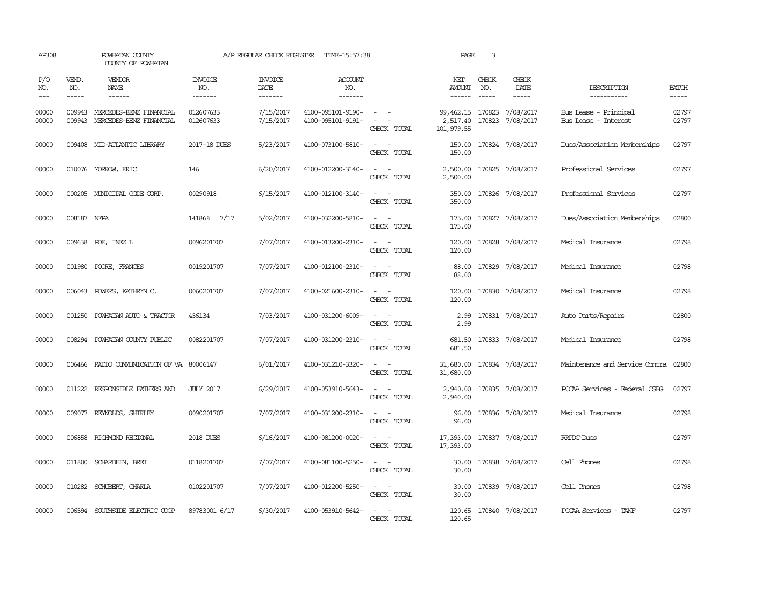AP308 POWHATAN COUNTY A/P REGULAR CHECK REGISTER TIME-15:57:38 PAGE 3

COUNTY OF POWHATAN

| P/O NO. | VEND. NO. | VENDOR NAME | INVOICE NO. | INVOICE DATE | ACCOUNT NO. | | NET AMOUNT | CHECK NO. | CHECK DATE | DESCRIPTION | BATCH |
|---|---|---|---|---|---|---|---|---|---|---|---|
| --- | ----- | ------ | ------- | ------- | ------- | | ------ | ----- | ----- | ----------- | ----- |
| 00000 | 009943 | MERCEDES-BENZ FINANCIAL | 012607633 | 7/15/2017 | 4100-095101-9190- | - - | 99,462.15 | 170823 | 7/08/2017 | Bus Lease - Principal | 02797 |
| 00000 | 009943 | MERCEDES-BENZ FINANCIAL | 012607633 | 7/15/2017 | 4100-095101-9191- | - - | 2,517.40 | 170823 | 7/08/2017 | Bus Lease - Interest | 02797 |
| | | | | | | CHECK TOTAL | 101,979.55 | | | | |
| 00000 | 009408 | MID-ATLANTIC LIBRARY | 2017-18 DUES | 5/23/2017 | 4100-073100-5810- | - - | 150.00 | 170824 | 7/08/2017 | Dues/Association Memberships | 02797 |
| | | | | | | CHECK TOTAL | 150.00 | | | | |
| 00000 | 010076 | MORROW, ERIC | 146 | 6/20/2017 | 4100-012200-3140- | - - | 2,500.00 | 170825 | 7/08/2017 | Professional Services | 02797 |
| | | | | | | CHECK TOTAL | 2,500.00 | | | | |
| 00000 | 000205 | MUNICIPAL CODE CORP. | 00290918 | 6/15/2017 | 4100-012100-3140- | - - | 350.00 | 170826 | 7/08/2017 | Professional Services | 02797 |
| | | | | | | CHECK TOTAL | 350.00 | | | | |
| 00000 | 008187 | NFPA | 141868 7/17 | 5/02/2017 | 4100-032200-5810- | - - | 175.00 | 170827 | 7/08/2017 | Dues/Association Memberships | 02800 |
| | | | | | | CHECK TOTAL | 175.00 | | | | |
| 00000 | 009638 | POE, INEZ L | 0096201707 | 7/07/2017 | 4100-013200-2310- | - - | 120.00 | 170828 | 7/08/2017 | Medical Insurance | 02798 |
| | | | | | | CHECK TOTAL | 120.00 | | | | |
| 00000 | 001980 | POORE, FRANCES | 0019201707 | 7/07/2017 | 4100-012100-2310- | - - | 88.00 | 170829 | 7/08/2017 | Medical Insurance | 02798 |
| | | | | | | CHECK TOTAL | 88.00 | | | | |
| 00000 | 006043 | POWERS, KATHRYN C. | 0060201707 | 7/07/2017 | 4100-021600-2310- | - - | 120.00 | 170830 | 7/08/2017 | Medical Insurance | 02798 |
| | | | | | | CHECK TOTAL | 120.00 | | | | |
| 00000 | 001250 | POWHATAN AUTO & TRACTOR | 456134 | 7/03/2017 | 4100-031200-6009- | - - | 2.99 | 170831 | 7/08/2017 | Auto Parts/Repairs | 02800 |
| | | | | | | CHECK TOTAL | 2.99 | | | | |
| 00000 | 008294 | POWHATAN COUNTY PUBLIC | 0082201707 | 7/07/2017 | 4100-031200-2310- | - - | 681.50 | 170833 | 7/08/2017 | Medical Insurance | 02798 |
| | | | | | | CHECK TOTAL | 681.50 | | | | |
| 00000 | 006466 | RADIO COMMUNICATION OF VA | 80006147 | 6/01/2017 | 4100-031210-3320- | - - | 31,680.00 | 170834 | 7/08/2017 | Maintenance and Service Contra | 02800 |
| | | | | | | CHECK TOTAL | 31,680.00 | | | | |
| 00000 | 011222 | RESPONSIBLE FATHERS AND | JULY 2017 | 6/29/2017 | 4100-053910-5643- | - - | 2,940.00 | 170835 | 7/08/2017 | PCCAA Services - Federal CSBG | 02797 |
| | | | | | | CHECK TOTAL | 2,940.00 | | | | |
| 00000 | 009077 | REYNOLDS, SHIRLEY | 0090201707 | 7/07/2017 | 4100-031200-2310- | - - | 96.00 | 170836 | 7/08/2017 | Medical Insurance | 02798 |
| | | | | | | CHECK TOTAL | 96.00 | | | | |
| 00000 | 006858 | RICHMOND REGIONAL | 2018 DUES | 6/16/2017 | 4100-081200-0020- | - - | 17,393.00 | 170837 | 7/08/2017 | RRPDC-Dues | 02797 |
| | | | | | | CHECK TOTAL | 17,393.00 | | | | |
| 00000 | 011800 | SCHARDEIN, BRET | 0118201707 | 7/07/2017 | 4100-081100-5250- | - - | 30.00 | 170838 | 7/08/2017 | Cell Phones | 02798 |
| | | | | | | CHECK TOTAL | 30.00 | | | | |
| 00000 | 010282 | SCHUBERT, CHARLA | 0102201707 | 7/07/2017 | 4100-012200-5250- | - - | 30.00 | 170839 | 7/08/2017 | Cell Phones | 02798 |
| | | | | | | CHECK TOTAL | 30.00 | | | | |
| 00000 | 006594 | SOUTHSIDE ELECTRIC COOP | 89783001 6/17 | 6/30/2017 | 4100-053910-5642- | - - | 120.65 | 170840 | 7/08/2017 | PCCAA Services - TANF | 02797 |
| | | | | | | CHECK TOTAL | 120.65 | | | | |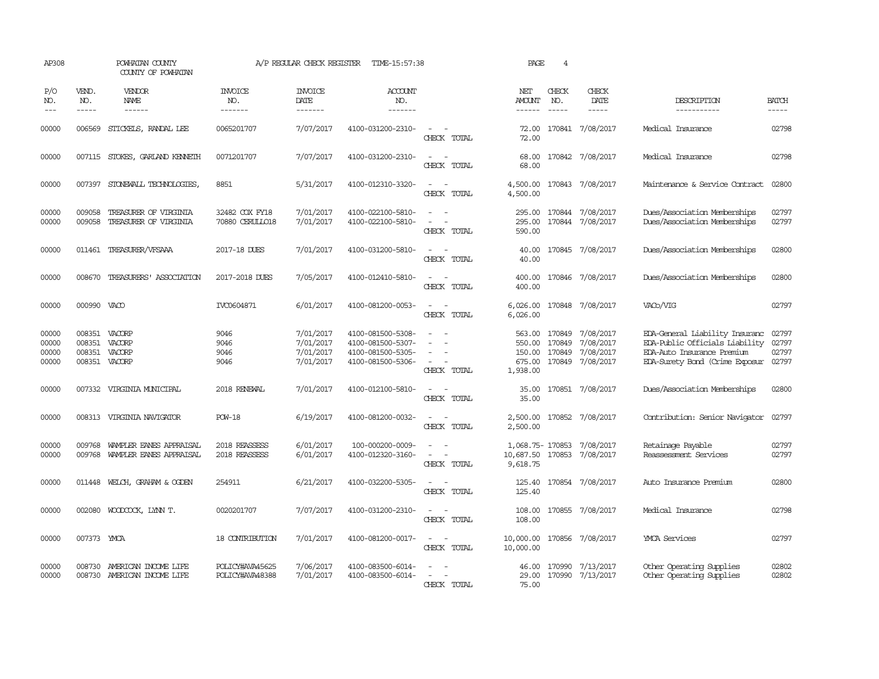AP308 POWHATAN COUNTY A/P REGULAR CHECK REGISTER TIME-15:57:38 PAGE 4
COUNTY OF POWHATAN

| P/O NO. | VEND. NO. | VENDOR NAME | INVOICE NO. | INVOICE DATE | ACCOUNT NO. | | NET AMOUNT | CHECK NO. | CHECK DATE | DESCRIPTION | BATCH |
|---|---|---|---|---|---|---|---|---|---|---|---|
| 00000 | 006569 | STICKELS, RANDAL LEE | 0065201707 | 7/07/2017 | 4100-031200-2310- | - - | 72.00 | 170841 | 7/08/2017 | Medical Insurance | 02798 |
| | | | | | | CHECK TOTAL | 72.00 | | | | |
| 00000 | 007115 | STOKES, GARLAND KENNETH | 0071201707 | 7/07/2017 | 4100-031200-2310- | - - | 68.00 | 170842 | 7/08/2017 | Medical Insurance | 02798 |
| | | | | | | CHECK TOTAL | 68.00 | | | | |
| 00000 | 007397 | STONEWALL TECHNOLOGIES, | 8851 | 5/31/2017 | 4100-012310-3320- | - - | 4,500.00 | 170843 | 7/08/2017 | Maintenance & Service Contract | 02800 |
| | | | | | | CHECK TOTAL | 4,500.00 | | | | |
| 00000 | 009058 | TREASURER OF VIRGINIA | 32482 COX FY18 | 7/01/2017 | 4100-022100-5810- | - - | 295.00 | 170844 | 7/08/2017 | Dues/Association Memberships | 02797 |
| 00000 | 009058 | TREASURER OF VIRGINIA | 70880 CERULLO18 | 7/01/2017 | 4100-022100-5810- | - - | 295.00 | 170844 | 7/08/2017 | Dues/Association Memberships | 02797 |
| | | | | | | CHECK TOTAL | 590.00 | | | | |
| 00000 | 011461 | TREASURER/VFSAAA | 2017-18 DUES | 7/01/2017 | 4100-031200-5810- | - - | 40.00 | 170845 | 7/08/2017 | Dues/Association Memberships | 02800 |
| | | | | | | CHECK TOTAL | 40.00 | | | | |
| 00000 | 008670 | TREASURERS' ASSOCIATION | 2017-2018 DUES | 7/05/2017 | 4100-012410-5810- | - - | 400.00 | 170846 | 7/08/2017 | Dues/Association Memberships | 02800 |
| | | | | | | CHECK TOTAL | 400.00 | | | | |
| 00000 | 000990 | VACO | IVC0604871 | 6/01/2017 | 4100-081200-0053- | - - | 6,026.00 | 170848 | 7/08/2017 | VACo/VIG | 02797 |
| | | | | | | CHECK TOTAL | 6,026.00 | | | | |
| 00000 | 008351 | VACORP | 9046 | 7/01/2017 | 4100-081500-5308- | - - | 563.00 | 170849 | 7/08/2017 | EDA-General Liability Insuranc | 02797 |
| 00000 | 008351 | VACORP | 9046 | 7/01/2017 | 4100-081500-5307- | - - | 550.00 | 170849 | 7/08/2017 | EDA-Public Officials Liability | 02797 |
| 00000 | 008351 | VACORP | 9046 | 7/01/2017 | 4100-081500-5305- | - - | 150.00 | 170849 | 7/08/2017 | EDA-Auto Insurance Premium | 02797 |
| 00000 | 008351 | VACORP | 9046 | 7/01/2017 | 4100-081500-5306- | - - | 675.00 | 170849 | 7/08/2017 | EDA-Surety Bond (Crime Exposur | 02797 |
| | | | | | | CHECK TOTAL | 1,938.00 | | | | |
| 00000 | 007332 | VIRGINIA MUNICIPAL | 2018 RENEWAL | 7/01/2017 | 4100-012100-5810- | - - | 35.00 | 170851 | 7/08/2017 | Dues/Association Memberships | 02800 |
| | | | | | | CHECK TOTAL | 35.00 | | | | |
| 00000 | 008313 | VIRGINIA NAVIGATOR | POW-18 | 6/19/2017 | 4100-081200-0032- | - - | 2,500.00 | 170852 | 7/08/2017 | Contribution: Senior Navigator | 02797 |
| | | | | | | CHECK TOTAL | 2,500.00 | | | | |
| 00000 | 009768 | WAMPLER EANES APPRAISAL | 2018 REASSESS | 6/01/2017 | 100-000200-0009- | - - | 1,068.75- | 170853 | 7/08/2017 | Retainage Payable | 02797 |
| 00000 | 009768 | WAMPLER EANES APPRAISAL | 2018 REASSESS | 6/01/2017 | 4100-012320-3160- | - - | 10,687.50 | 170853 | 7/08/2017 | Reassessment Services | 02797 |
| | | | | | | CHECK TOTAL | 9,618.75 | | | | |
| 00000 | 011448 | WELCH, GRAHAM & OGDEN | 254911 | 6/21/2017 | 4100-032200-5305- | - - | 125.40 | 170854 | 7/08/2017 | Auto Insurance Premium | 02800 |
| | | | | | | CHECK TOTAL | 125.40 | | | | |
| 00000 | 002080 | WOODCOCK, LYNN T. | 0020201707 | 7/07/2017 | 4100-031200-2310- | - - | 108.00 | 170855 | 7/08/2017 | Medical Insurance | 02798 |
| | | | | | | CHECK TOTAL | 108.00 | | | | |
| 00000 | 007373 | YMCA | 18 CONTRIBUTION | 7/01/2017 | 4100-081200-0017- | - - | 10,000.00 | 170856 | 7/08/2017 | YMCA Services | 02797 |
| | | | | | | CHECK TOTAL | 10,000.00 | | | | |
| 00000 | 008730 | AMERICAN INCOME LIFE | POLICY#AVA45625 | 7/06/2017 | 4100-083500-6014- | - - | 46.00 | 170990 | 7/13/2017 | Other Operating Supplies | 02802 |
| 00000 | 008730 | AMERICAN INCOME LIFE | POLICY#AVA48388 | 7/01/2017 | 4100-083500-6014- | - - | 29.00 | 170990 | 7/13/2017 | Other Operating Supplies | 02802 |
| | | | | | | CHECK TOTAL | 75.00 | | | | |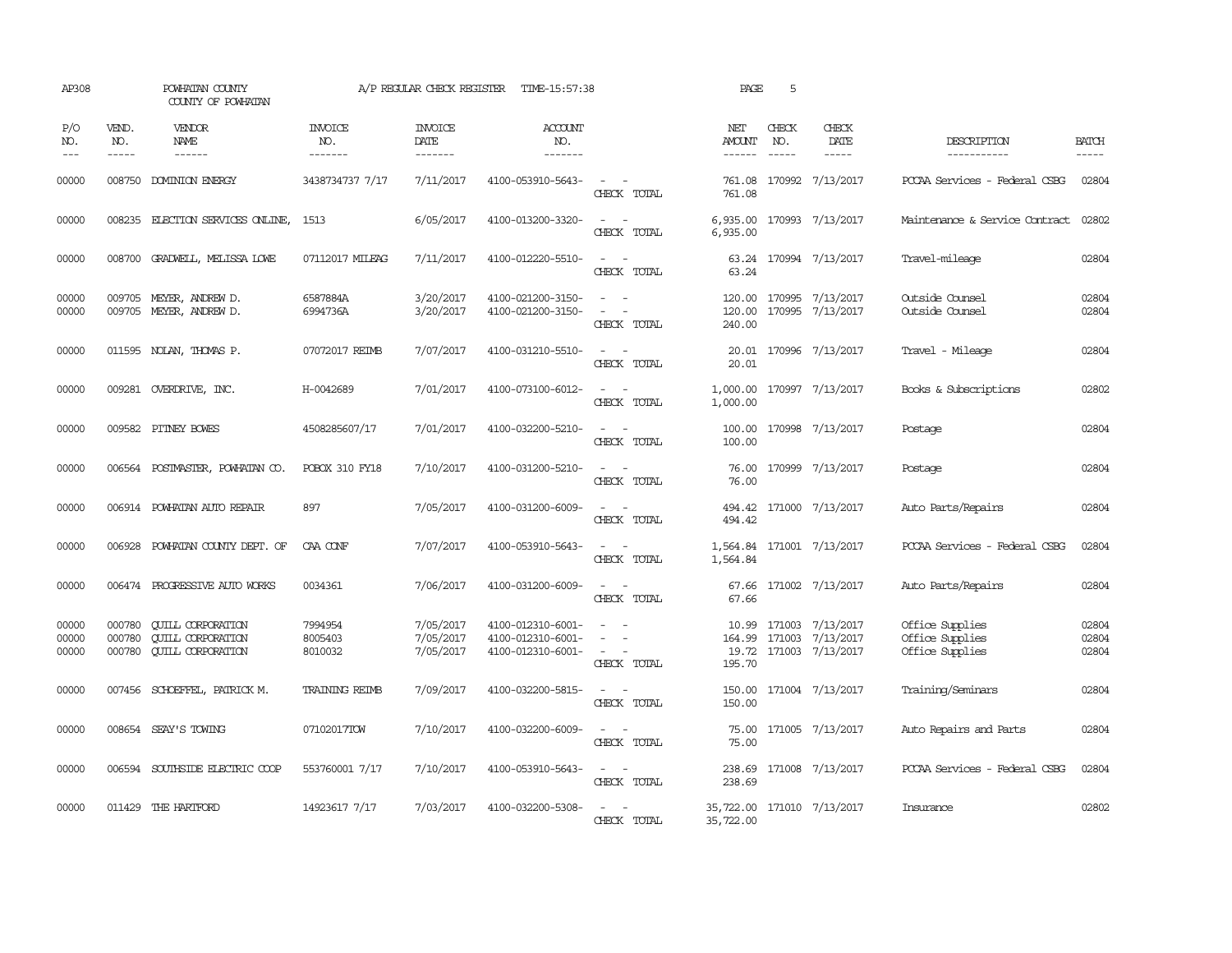AP308 POWHATAN COUNTY A/P REGULAR CHECK REGISTER TIME-15:57:38 PAGE 5

COUNTY OF POWHATAN

| P/O NO. | VEND. NO. | VENDOR NAME | INVOICE NO. | INVOICE DATE | ACCOUNT NO. | | NET AMOUNT | CHECK NO. | CHECK DATE | DESCRIPTION | BATCH |
|---|---|---|---|---|---|---|---|---|---|---|---|
| 00000 | 008750 | DOMINION ENERGY | 3438734737 7/17 | 7/11/2017 | 4100-053910-5643- | - - | 761.08 | 170992 | 7/13/2017 | PCCAA Services - Federal CSBG | 02804 |
| | | | | | | CHECK TOTAL | 761.08 | | | | |
| 00000 | 008235 | ELECTION SERVICES ONLINE, | 1513 | 6/05/2017 | 4100-013200-3320- | - - | 6,935.00 | 170993 | 7/13/2017 | Maintenance & Service Contract | 02802 |
| | | | | | | CHECK TOTAL | 6,935.00 | | | | |
| 00000 | 008700 | GRADWELL, MELISSA LOWE | 07112017 MILEAG | 7/11/2017 | 4100-012220-5510- | - - | 63.24 | 170994 | 7/13/2017 | Travel-mileage | 02804 |
| | | | | | | CHECK TOTAL | 63.24 | | | | |
| 00000 | 009705 | MEYER, ANDREW D. | 6587884A | 3/20/2017 | 4100-021200-3150- | - - | 120.00 | 170995 | 7/13/2017 | Outside Counsel | 02804 |
| 00000 | 009705 | MEYER, ANDREW D. | 6994736A | 3/20/2017 | 4100-021200-3150- | - - | 120.00 | 170995 | 7/13/2017 | Outside Counsel | 02804 |
| | | | | | | CHECK TOTAL | 240.00 | | | | |
| 00000 | 011595 | NOLAN, THOMAS P. | 07072017 REIMB | 7/07/2017 | 4100-031210-5510- | - - | 20.01 | 170996 | 7/13/2017 | Travel - Mileage | 02804 |
| | | | | | | CHECK TOTAL | 20.01 | | | | |
| 00000 | 009281 | OVERDRIVE, INC. | H-0042689 | 7/01/2017 | 4100-073100-6012- | - - | 1,000.00 | 170997 | 7/13/2017 | Books & Subscriptions | 02802 |
| | | | | | | CHECK TOTAL | 1,000.00 | | | | |
| 00000 | 009582 | PITNEY BOWES | 4508285607/17 | 7/01/2017 | 4100-032200-5210- | - - | 100.00 | 170998 | 7/13/2017 | Postage | 02804 |
| | | | | | | CHECK TOTAL | 100.00 | | | | |
| 00000 | 006564 | POSTMASTER, POWHATAN CO. | POBOX 310 FY18 | 7/10/2017 | 4100-031200-5210- | - - | 76.00 | 170999 | 7/13/2017 | Postage | 02804 |
| | | | | | | CHECK TOTAL | 76.00 | | | | |
| 00000 | 006914 | POWHATAN AUTO REPAIR | 897 | 7/05/2017 | 4100-031200-6009- | - - | 494.42 | 171000 | 7/13/2017 | Auto Parts/Repairs | 02804 |
| | | | | | | CHECK TOTAL | 494.42 | | | | |
| 00000 | 006928 | POWHATAN COUNTY DEPT. OF | CAA CONF | 7/07/2017 | 4100-053910-5643- | - - | 1,564.84 | 171001 | 7/13/2017 | PCCAA Services - Federal CSBG | 02804 |
| | | | | | | CHECK TOTAL | 1,564.84 | | | | |
| 00000 | 006474 | PROGRESSIVE AUTO WORKS | 0034361 | 7/06/2017 | 4100-031200-6009- | - - | 67.66 | 171002 | 7/13/2017 | Auto Parts/Repairs | 02804 |
| | | | | | | CHECK TOTAL | 67.66 | | | | |
| 00000 | 000780 | QUILL CORPORATION | 7994954 | 7/05/2017 | 4100-012310-6001- | - - | 10.99 | 171003 | 7/13/2017 | Office Supplies | 02804 |
| 00000 | 000780 | QUILL CORPORATION | 8005403 | 7/05/2017 | 4100-012310-6001- | - - | 164.99 | 171003 | 7/13/2017 | Office Supplies | 02804 |
| 00000 | 000780 | QUILL CORPORATION | 8010032 | 7/05/2017 | 4100-012310-6001- | - - | 19.72 | 171003 | 7/13/2017 | Office Supplies | 02804 |
| | | | | | | CHECK TOTAL | 195.70 | | | | |
| 00000 | 007456 | SCHOEFFEL, PATRICK M. | TRAINING REIMB | 7/09/2017 | 4100-032200-5815- | - - | 150.00 | 171004 | 7/13/2017 | Training/Seminars | 02804 |
| | | | | | | CHECK TOTAL | 150.00 | | | | |
| 00000 | 008654 | SEAY'S TOWING | 07102017TOW | 7/10/2017 | 4100-032200-6009- | - - | 75.00 | 171005 | 7/13/2017 | Auto Repairs and Parts | 02804 |
| | | | | | | CHECK TOTAL | 75.00 | | | | |
| 00000 | 006594 | SOUTHSIDE ELECTRIC COOP | 553760001 7/17 | 7/10/2017 | 4100-053910-5643- | - - | 238.69 | 171008 | 7/13/2017 | PCCAA Services - Federal CSBG | 02804 |
| | | | | | | CHECK TOTAL | 238.69 | | | | |
| 00000 | 011429 | THE HARTFORD | 14923617 7/17 | 7/03/2017 | 4100-032200-5308- | - - | 35,722.00 | 171010 | 7/13/2017 | Insurance | 02802 |
| | | | | | | CHECK TOTAL | 35,722.00 | | | | |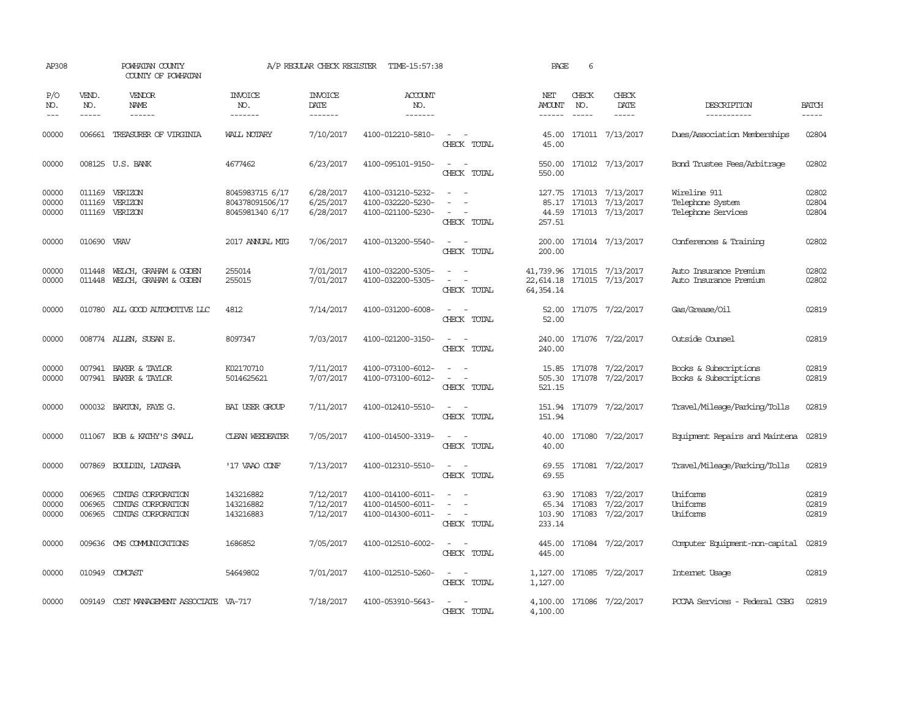AP308 POWHATAN COUNTY A/P REGULAR CHECK REGISTER TIME-15:57:38 PAGE 6

COUNTY OF POWHATAN

| P/O NO. | VEND. NO. | VENDOR NAME | INVOICE NO. | INVOICE DATE | ACCOUNT NO. | | NET AMOUNT | CHECK NO. | CHECK DATE | DESCRIPTION | BATCH |
|---|---|---|---|---|---|---|---|---|---|---|---|
| 00000 | 006661 | TREASURER OF VIRGINIA | WALL NOTARY | 7/10/2017 | 4100-012210-5810- | - - | 45.00 | 171011 | 7/13/2017 | Dues/Association Memberships | 02804 |
| | | | | | | CHECK TOTAL | 45.00 | | | | |
| 00000 | 008125 | U.S. BANK | 4677462 | 6/23/2017 | 4100-095101-9150- | - - | 550.00 | 171012 | 7/13/2017 | Bond Trustee Fees/Arbitrage | 02802 |
| | | | | | | CHECK TOTAL | 550.00 | | | | |
| 00000 | 011169 | VERIZON | 8045983715 6/17 | 6/28/2017 | 4100-031210-5232- | - - | 127.75 | 171013 | 7/13/2017 | Wireline 911 | 02802 |
| 00000 | 011169 | VERIZON | 804378091506/17 | 6/25/2017 | 4100-032220-5230- | - - | 85.17 | 171013 | 7/13/2017 | Telephone System | 02804 |
| 00000 | 011169 | VERIZON | 8045981340 6/17 | 6/28/2017 | 4100-021100-5230- | - - | 44.59 | 171013 | 7/13/2017 | Telephone Services | 02804 |
| | | | | | | CHECK TOTAL | 257.51 | | | | |
| 00000 | 010690 | VRAV | 2017 ANNUAL MTG | 7/06/2017 | 4100-013200-5540- | - - | 200.00 | 171014 | 7/13/2017 | Conferences & Training | 02802 |
| | | | | | | CHECK TOTAL | 200.00 | | | | |
| 00000 | 011448 | WELCH, GRAHAM & OGDEN | 255014 | 7/01/2017 | 4100-032200-5305- | - - | 41,739.96 | 171015 | 7/13/2017 | Auto Insurance Premium | 02802 |
| 00000 | 011448 | WELCH, GRAHAM & OGDEN | 255015 | 7/01/2017 | 4100-032200-5305- | - - | 22,614.18 | 171015 | 7/13/2017 | Auto Insurance Premium | 02802 |
| | | | | | | CHECK TOTAL | 64,354.14 | | | | |
| 00000 | 010780 | ALL GOOD AUTOMOTIVE LLC | 4812 | 7/14/2017 | 4100-031200-6008- | - - | 52.00 | 171075 | 7/22/2017 | Gas/Grease/Oil | 02819 |
| | | | | | | CHECK TOTAL | 52.00 | | | | |
| 00000 | 008774 | ALLEN, SUSAN E. | 8097347 | 7/03/2017 | 4100-021200-3150- | - - | 240.00 | 171076 | 7/22/2017 | Outside Counsel | 02819 |
| | | | | | | CHECK TOTAL | 240.00 | | | | |
| 00000 | 007941 | BAKER & TAYLOR | K02170710 | 7/11/2017 | 4100-073100-6012- | - - | 15.85 | 171078 | 7/22/2017 | Books & Subscriptions | 02819 |
| 00000 | 007941 | BAKER & TAYLOR | 5014625621 | 7/07/2017 | 4100-073100-6012- | - - | 505.30 | 171078 | 7/22/2017 | Books & Subscriptions | 02819 |
| | | | | | | CHECK TOTAL | 521.15 | | | | |
| 00000 | 000032 | BARTON, FAYE G. | BAI USER GROUP | 7/11/2017 | 4100-012410-5510- | - - | 151.94 | 171079 | 7/22/2017 | Travel/Mileage/Parking/Tolls | 02819 |
| | | | | | | CHECK TOTAL | 151.94 | | | | |
| 00000 | 011067 | BOB & KATHY'S SMALL | CLEAN WEEDEATER | 7/05/2017 | 4100-014500-3319- | - - | 40.00 | 171080 | 7/22/2017 | Equipment Repairs and Maintena | 02819 |
| | | | | | | CHECK TOTAL | 40.00 | | | | |
| 00000 | 007869 | BOULDIN, LATASHA | '17 VAAO CONF | 7/13/2017 | 4100-012310-5510- | - - | 69.55 | 171081 | 7/22/2017 | Travel/Mileage/Parking/Tolls | 02819 |
| | | | | | | CHECK TOTAL | 69.55 | | | | |
| 00000 | 006965 | CINTAS CORPORATION | 143216882 | 7/12/2017 | 4100-014100-6011- | - - | 63.90 | 171083 | 7/22/2017 | Uniforms | 02819 |
| 00000 | 006965 | CINTAS CORPORATION | 143216882 | 7/12/2017 | 4100-014500-6011- | - - | 65.34 | 171083 | 7/22/2017 | Uniforms | 02819 |
| 00000 | 006965 | CINTAS CORPORATION | 143216883 | 7/12/2017 | 4100-014300-6011- | - - | 103.90 | 171083 | 7/22/2017 | Uniforms | 02819 |
| | | | | | | CHECK TOTAL | 233.14 | | | | |
| 00000 | 009636 | CMS COMMUNICATIONS | 1686852 | 7/05/2017 | 4100-012510-6002- | - - | 445.00 | 171084 | 7/22/2017 | Computer Equipment-non-capital | 02819 |
| | | | | | | CHECK TOTAL | 445.00 | | | | |
| 00000 | 010949 | COMCAST | 54649802 | 7/01/2017 | 4100-012510-5260- | - - | 1,127.00 | 171085 | 7/22/2017 | Internet Usage | 02819 |
| | | | | | | CHECK TOTAL | 1,127.00 | | | | |
| 00000 | 009149 | COST MANAGEMENT ASSOCIATE | VA-717 | 7/18/2017 | 4100-053910-5643- | - - | 4,100.00 | 171086 | 7/22/2017 | PCCAA Services - Federal CSBG | 02819 |
| | | | | | | CHECK TOTAL | 4,100.00 | | | | |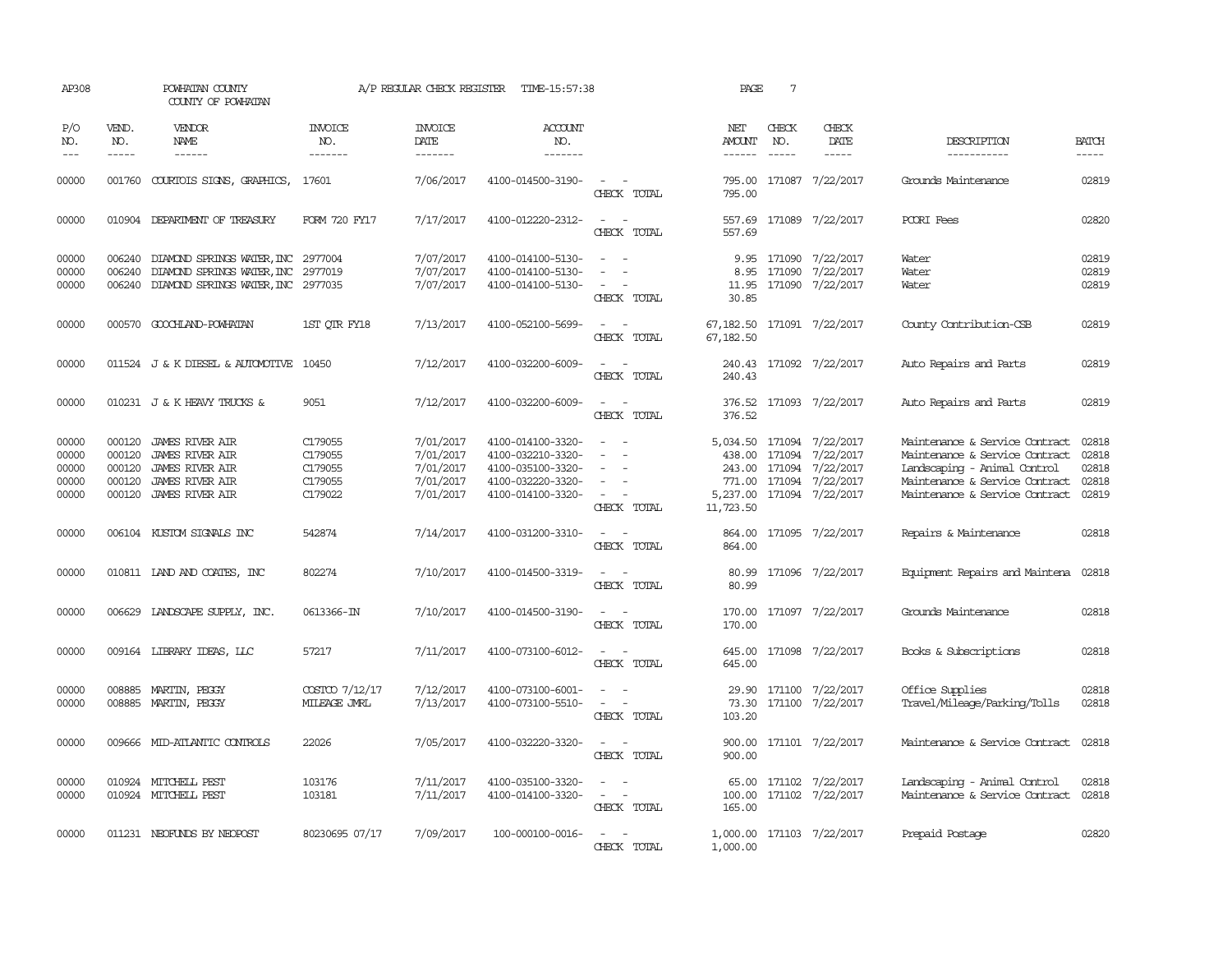AP308 POWHATAN COUNTY A/P REGULAR CHECK REGISTER TIME-15:57:38 PAGE 7

COUNTY OF POWHATAN

| P/O NO. | VEND. NO. | VENDOR NAME | INVOICE NO. | INVOICE DATE | ACCOUNT NO. | | NET AMOUNT | CHECK NO. | CHECK DATE | DESCRIPTION | BATCH |
|---|---|---|---|---|---|---|---|---|---|---|---|
| 00000 | 001760 | COURTOIS SIGNS, GRAPHICS, | 17601 | 7/06/2017 | 4100-014500-3190- | - - | 795.00 | 171087 | 7/22/2017 | Grounds Maintenance | 02819 |
| | | | | | | CHECK TOTAL | 795.00 | | | | |
| 00000 | 010904 | DEPARTMENT OF TREASURY | FORM 720 FY17 | 7/17/2017 | 4100-012220-2312- | - - | 557.69 | 171089 | 7/22/2017 | PCORI Fees | 02820 |
| | | | | | | CHECK TOTAL | 557.69 | | | | |
| 00000 | 006240 | DIAMOND SPRINGS WATER, INC | 2977004 | 7/07/2017 | 4100-014100-5130- | - - | 9.95 | 171090 | 7/22/2017 | Water | 02819 |
| 00000 | 006240 | DIAMOND SPRINGS WATER, INC | 2977019 | 7/07/2017 | 4100-014100-5130- | - - | 8.95 | 171090 | 7/22/2017 | Water | 02819 |
| 00000 | 006240 | DIAMOND SPRINGS WATER, INC | 2977035 | 7/07/2017 | 4100-014100-5130- | - - | 11.95 | 171090 | 7/22/2017 | Water | 02819 |
| | | | | | | CHECK TOTAL | 30.85 | | | | |
| 00000 | 000570 | GOOCHLAND-POWHATAN | 1ST QTR FY18 | 7/13/2017 | 4100-052100-5699- | - - | 67,182.50 | 171091 | 7/22/2017 | County Contribution-CSB | 02819 |
| | | | | | | CHECK TOTAL | 67,182.50 | | | | |
| 00000 | 011524 | J & K DIESEL & AUTOMOTIVE | 10450 | 7/12/2017 | 4100-032200-6009- | - - | 240.43 | 171092 | 7/22/2017 | Auto Repairs and Parts | 02819 |
| | | | | | | CHECK TOTAL | 240.43 | | | | |
| 00000 | 010231 | J & K HEAVY TRUCKS & | 9051 | 7/12/2017 | 4100-032200-6009- | - - | 376.52 | 171093 | 7/22/2017 | Auto Repairs and Parts | 02819 |
| | | | | | | CHECK TOTAL | 376.52 | | | | |
| 00000 | 000120 | JAMES RIVER AIR | C179055 | 7/01/2017 | 4100-014100-3320- | - - | 5,034.50 | 171094 | 7/22/2017 | Maintenance & Service Contract | 02818 |
| 00000 | 000120 | JAMES RIVER AIR | C179055 | 7/01/2017 | 4100-032210-3320- | - - | 438.00 | 171094 | 7/22/2017 | Maintenance & Service Contract | 02818 |
| 00000 | 000120 | JAMES RIVER AIR | C179055 | 7/01/2017 | 4100-035100-3320- | - - | 243.00 | 171094 | 7/22/2017 | Landscaping - Animal Control | 02818 |
| 00000 | 000120 | JAMES RIVER AIR | C179055 | 7/01/2017 | 4100-032220-3320- | - - | 771.00 | 171094 | 7/22/2017 | Maintenance & Service Contract | 02818 |
| 00000 | 000120 | JAMES RIVER AIR | C179022 | 7/01/2017 | 4100-014100-3320- | - - | 5,237.00 | 171094 | 7/22/2017 | Maintenance & Service Contract | 02819 |
| | | | | | | CHECK TOTAL | 11,723.50 | | | | |
| 00000 | 006104 | KUSTOM SIGNALS INC | 542874 | 7/14/2017 | 4100-031200-3310- | - - | 864.00 | 171095 | 7/22/2017 | Repairs & Maintenance | 02818 |
| | | | | | | CHECK TOTAL | 864.00 | | | | |
| 00000 | 010811 | LAND AND COATES, INC | 802274 | 7/10/2017 | 4100-014500-3319- | - - | 80.99 | 171096 | 7/22/2017 | Equipment Repairs and Maintena | 02818 |
| | | | | | | CHECK TOTAL | 80.99 | | | | |
| 00000 | 006629 | LANDSCAPE SUPPLY, INC. | 0613366-IN | 7/10/2017 | 4100-014500-3190- | - - | 170.00 | 171097 | 7/22/2017 | Grounds Maintenance | 02818 |
| | | | | | | CHECK TOTAL | 170.00 | | | | |
| 00000 | 009164 | LIBRARY IDEAS, LLC | 57217 | 7/11/2017 | 4100-073100-6012- | - - | 645.00 | 171098 | 7/22/2017 | Books & Subscriptions | 02818 |
| | | | | | | CHECK TOTAL | 645.00 | | | | |
| 00000 | 008885 | MARTIN, PEGGY | COSTCO 7/12/17 | 7/12/2017 | 4100-073100-6001- | - - | 29.90 | 171100 | 7/22/2017 | Office Supplies | 02818 |
| 00000 | 008885 | MARTIN, PEGGY | MILEAGE JMRL | 7/13/2017 | 4100-073100-5510- | - - | 73.30 | 171100 | 7/22/2017 | Travel/Mileage/Parking/Tolls | 02818 |
| | | | | | | CHECK TOTAL | 103.20 | | | | |
| 00000 | 009666 | MID-ATLANTIC CONTROLS | 22026 | 7/05/2017 | 4100-032220-3320- | - - | 900.00 | 171101 | 7/22/2017 | Maintenance & Service Contract | 02818 |
| | | | | | | CHECK TOTAL | 900.00 | | | | |
| 00000 | 010924 | MITCHELL PEST | 103176 | 7/11/2017 | 4100-035100-3320- | - - | 65.00 | 171102 | 7/22/2017 | Landscaping - Animal Control | 02818 |
| 00000 | 010924 | MITCHELL PEST | 103181 | 7/11/2017 | 4100-014100-3320- | - - | 100.00 | 171102 | 7/22/2017 | Maintenance & Service Contract | 02818 |
| | | | | | | CHECK TOTAL | 165.00 | | | | |
| 00000 | 011231 | NEOFUNDS BY NEOPOST | 80230695 07/17 | 7/09/2017 | 100-000100-0016- | - - | 1,000.00 | 171103 | 7/22/2017 | Prepaid Postage | 02820 |
| | | | | | | CHECK TOTAL | 1,000.00 | | | | |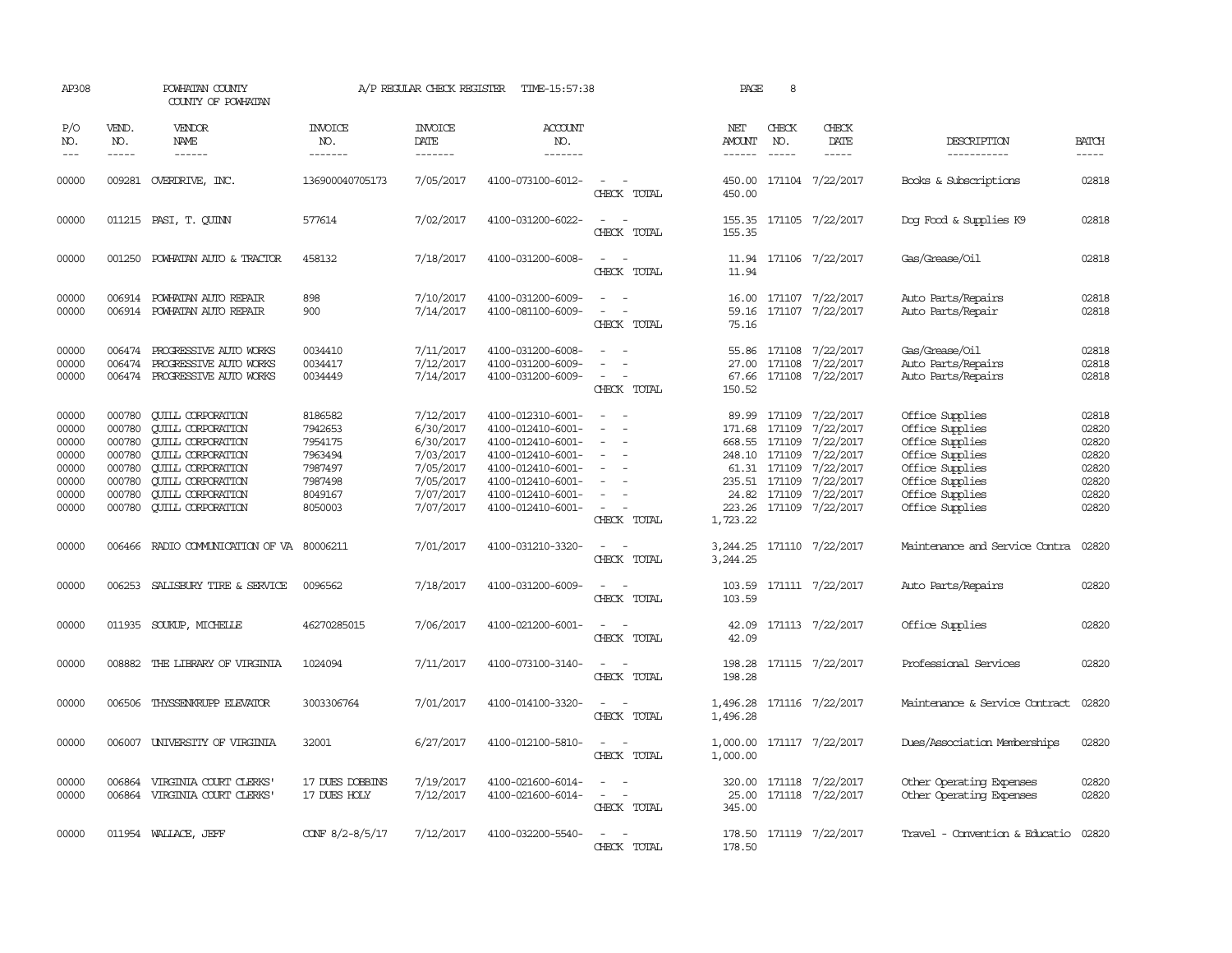AP308 POWHATAN COUNTY A/P REGULAR CHECK REGISTER TIME-15:57:38 PAGE 8
COUNTY OF POWHATAN

| P/O NO. | VEND. NO. | VENDOR NAME | INVOICE NO. | INVOICE DATE | ACCOUNT NO. | | NET AMOUNT | CHECK NO. | CHECK DATE | DESCRIPTION | BATCH |
|---|---|---|---|---|---|---|---|---|---|---|---|
| 00000 | 009281 | OVERDRIVE, INC. | 136900040705173 | 7/05/2017 | 4100-073100-6012- | - - | 450.00 | 171104 | 7/22/2017 | Books & Subscriptions | 02818 |
| | | | | | | CHECK TOTAL | 450.00 | | | | |
| 00000 | 011215 | PASI, T. QUINN | 577614 | 7/02/2017 | 4100-031200-6022- | - - | 155.35 | 171105 | 7/22/2017 | Dog Food & Supplies K9 | 02818 |
| | | | | | | CHECK TOTAL | 155.35 | | | | |
| 00000 | 001250 | POWHATAN AUTO & TRACTOR | 458132 | 7/18/2017 | 4100-031200-6008- | - - | 11.94 | 171106 | 7/22/2017 | Gas/Grease/Oil | 02818 |
| | | | | | | CHECK TOTAL | 11.94 | | | | |
| 00000 | 006914 | POWHATAN AUTO REPAIR | 898 | 7/10/2017 | 4100-031200-6009- | - - | 16.00 | 171107 | 7/22/2017 | Auto Parts/Repairs | 02818 |
| 00000 | 006914 | POWHATAN AUTO REPAIR | 900 | 7/14/2017 | 4100-081100-6009- | - - | 59.16 | 171107 | 7/22/2017 | Auto Parts/Repair | 02818 |
| | | | | | | CHECK TOTAL | 75.16 | | | | |
| 00000 | 006474 | PROGRESSIVE AUTO WORKS | 0034410 | 7/11/2017 | 4100-031200-6008- | - - | 55.86 | 171108 | 7/22/2017 | Gas/Grease/Oil | 02818 |
| 00000 | 006474 | PROGRESSIVE AUTO WORKS | 0034417 | 7/12/2017 | 4100-031200-6009- | - - | 27.00 | 171108 | 7/22/2017 | Auto Parts/Repairs | 02818 |
| 00000 | 006474 | PROGRESSIVE AUTO WORKS | 0034449 | 7/14/2017 | 4100-031200-6009- | - - | 67.66 | 171108 | 7/22/2017 | Auto Parts/Repairs | 02818 |
| | | | | | | CHECK TOTAL | 150.52 | | | | |
| 00000 | 000780 | QUILL CORPORATION | 8186582 | 7/12/2017 | 4100-012310-6001- | - - | 89.99 | 171109 | 7/22/2017 | Office Supplies | 02818 |
| 00000 | 000780 | QUILL CORPORATION | 7942653 | 6/30/2017 | 4100-012410-6001- | - - | 171.68 | 171109 | 7/22/2017 | Office Supplies | 02820 |
| 00000 | 000780 | QUILL CORPORATION | 7954175 | 6/30/2017 | 4100-012410-6001- | - - | 668.55 | 171109 | 7/22/2017 | Office Supplies | 02820 |
| 00000 | 000780 | QUILL CORPORATION | 7963494 | 7/03/2017 | 4100-012410-6001- | - - | 248.10 | 171109 | 7/22/2017 | Office Supplies | 02820 |
| 00000 | 000780 | QUILL CORPORATION | 7987497 | 7/05/2017 | 4100-012410-6001- | - - | 61.31 | 171109 | 7/22/2017 | Office Supplies | 02820 |
| 00000 | 000780 | QUILL CORPORATION | 7987498 | 7/05/2017 | 4100-012410-6001- | - - | 235.51 | 171109 | 7/22/2017 | Office Supplies | 02820 |
| 00000 | 000780 | QUILL CORPORATION | 8049167 | 7/07/2017 | 4100-012410-6001- | - - | 24.82 | 171109 | 7/22/2017 | Office Supplies | 02820 |
| 00000 | 000780 | QUILL CORPORATION | 8050003 | 7/07/2017 | 4100-012410-6001- | - - | 223.26 | 171109 | 7/22/2017 | Office Supplies | 02820 |
| | | | | | | CHECK TOTAL | 1,723.22 | | | | |
| 00000 | 006466 | RADIO COMMUNICATION OF VA | 80006211 | 7/01/2017 | 4100-031210-3320- | - - | 3,244.25 | 171110 | 7/22/2017 | Maintenance and Service Contra | 02820 |
| | | | | | | CHECK TOTAL | 3,244.25 | | | | |
| 00000 | 006253 | SALISBURY TIRE & SERVICE | 0096562 | 7/18/2017 | 4100-031200-6009- | - - | 103.59 | 171111 | 7/22/2017 | Auto Parts/Repairs | 02820 |
| | | | | | | CHECK TOTAL | 103.59 | | | | |
| 00000 | 011935 | SOUKUP, MICHELLE | 46270285015 | 7/06/2017 | 4100-021200-6001- | - - | 42.09 | 171113 | 7/22/2017 | Office Supplies | 02820 |
| | | | | | | CHECK TOTAL | 42.09 | | | | |
| 00000 | 008882 | THE LIBRARY OF VIRGINIA | 1024094 | 7/11/2017 | 4100-073100-3140- | - - | 198.28 | 171115 | 7/22/2017 | Professional Services | 02820 |
| | | | | | | CHECK TOTAL | 198.28 | | | | |
| 00000 | 006506 | THYSSENKRUPP ELEVATOR | 3003306764 | 7/01/2017 | 4100-014100-3320- | - - | 1,496.28 | 171116 | 7/22/2017 | Maintenance & Service Contract | 02820 |
| | | | | | | CHECK TOTAL | 1,496.28 | | | | |
| 00000 | 006007 | UNIVERSITY OF VIRGINIA | 32001 | 6/27/2017 | 4100-012100-5810- | - - | 1,000.00 | 171117 | 7/22/2017 | Dues/Association Memberships | 02820 |
| | | | | | | CHECK TOTAL | 1,000.00 | | | | |
| 00000 | 006864 | VIRGINIA COURT CLERKS' | 17 DUES DOBBINS | 7/19/2017 | 4100-021600-6014- | - - | 320.00 | 171118 | 7/22/2017 | Other Operating Expenses | 02820 |
| 00000 | 006864 | VIRGINIA COURT CLERKS' | 17 DUES HOLY | 7/12/2017 | 4100-021600-6014- | - - | 25.00 | 171118 | 7/22/2017 | Other Operating Expenses | 02820 |
| | | | | | | CHECK TOTAL | 345.00 | | | | |
| 00000 | 011954 | WALLACE, JEFF | CONF 8/2-8/5/17 | 7/12/2017 | 4100-032200-5540- | - - | 178.50 | 171119 | 7/22/2017 | Travel - Convention & Educatio | 02820 |
| | | | | | | CHECK TOTAL | 178.50 | | | | |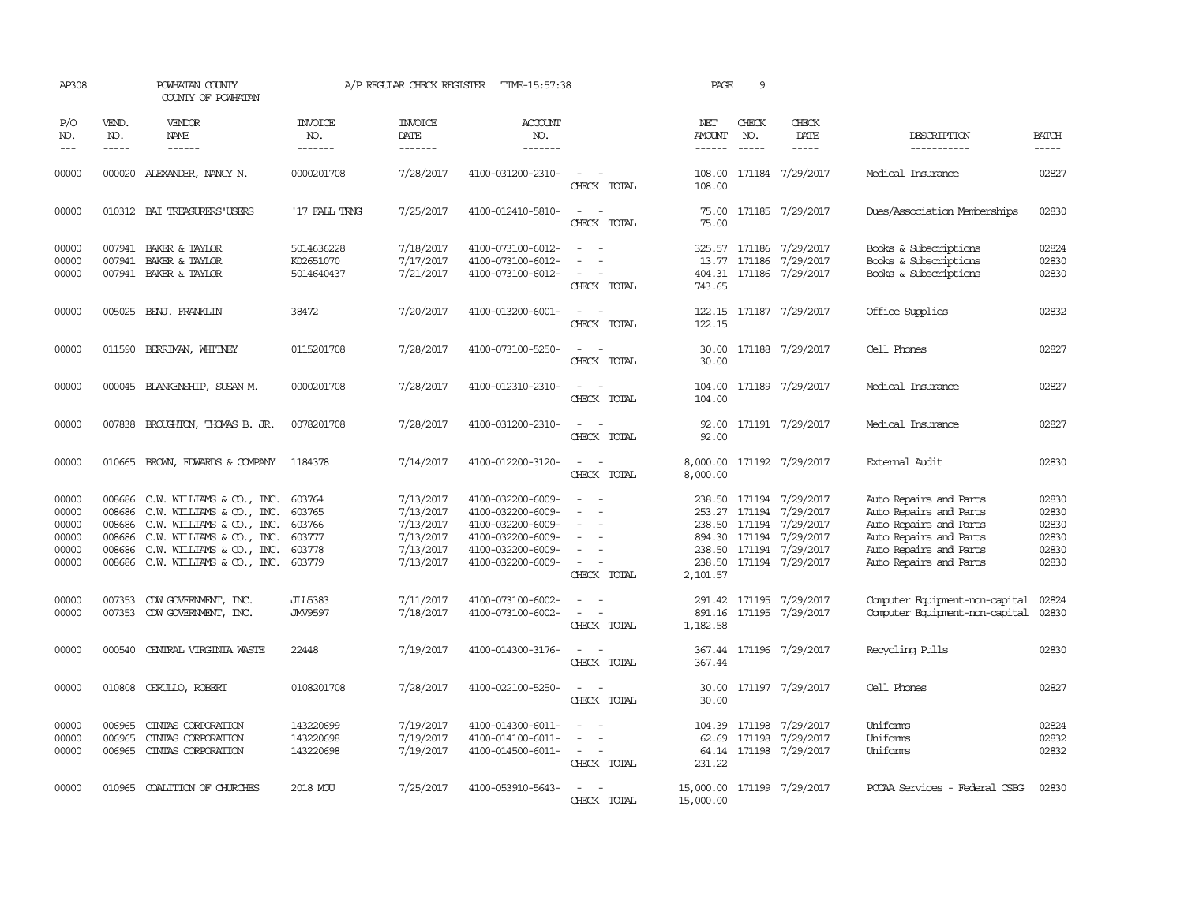AP308 POWHATAN COUNTY A/P REGULAR CHECK REGISTER TIME-15:57:38 PAGE 9

COUNTY OF POWHATAN

| P/O NO. | VEND. NO. | VENDOR NAME | INVOICE NO. | INVOICE DATE | ACCOUNT NO. | | NET AMOUNT | CHECK NO. | CHECK DATE | DESCRIPTION | BATCH |
|---|---|---|---|---|---|---|---|---|---|---|---|
| --- | ----- | ------ | ------- | ------- | ------- | | ------ | ----- | ----- | ----------- | ----- |
| 00000 | 000020 | ALEXANDER, NANCY N. | 0000201708 | 7/28/2017 | 4100-031200-2310- | - - | 108.00 | 171184 | 7/29/2017 | Medical Insurance | 02827 |
| | | | | | | CHECK TOTAL | 108.00 | | | | |
| 00000 | 010312 | BAI TREASURERS'USERS | '17 FALL TRNG | 7/25/2017 | 4100-012410-5810- | - - | 75.00 | 171185 | 7/29/2017 | Dues/Association Memberships | 02830 |
| | | | | | | CHECK TOTAL | 75.00 | | | | |
| 00000 | 007941 | BAKER & TAYLOR | 5014636228 | 7/18/2017 | 4100-073100-6012- | - - | 325.57 | 171186 | 7/29/2017 | Books & Subscriptions | 02824 |
| 00000 | 007941 | BAKER & TAYLOR | K02651070 | 7/17/2017 | 4100-073100-6012- | - - | 13.77 | 171186 | 7/29/2017 | Books & Subscriptions | 02830 |
| 00000 | 007941 | BAKER & TAYLOR | 5014640437 | 7/21/2017 | 4100-073100-6012- | - - | 404.31 | 171186 | 7/29/2017 | Books & Subscriptions | 02830 |
| | | | | | | CHECK TOTAL | 743.65 | | | | |
| 00000 | 005025 | BENJ. FRANKLIN | 38472 | 7/20/2017 | 4100-013200-6001- | - - | 122.15 | 171187 | 7/29/2017 | Office Supplies | 02832 |
| | | | | | | CHECK TOTAL | 122.15 | | | | |
| 00000 | 011590 | BERRIMAN, WHITNEY | 0115201708 | 7/28/2017 | 4100-073100-5250- | - - | 30.00 | 171188 | 7/29/2017 | Cell Phones | 02827 |
| | | | | | | CHECK TOTAL | 30.00 | | | | |
| 00000 | 000045 | BLANKENSHIP, SUSAN M. | 0000201708 | 7/28/2017 | 4100-012310-2310- | - - | 104.00 | 171189 | 7/29/2017 | Medical Insurance | 02827 |
| | | | | | | CHECK TOTAL | 104.00 | | | | |
| 00000 | 007838 | BROUGHTON, THOMAS B. JR. | 0078201708 | 7/28/2017 | 4100-031200-2310- | - - | 92.00 | 171191 | 7/29/2017 | Medical Insurance | 02827 |
| | | | | | | CHECK TOTAL | 92.00 | | | | |
| 00000 | 010665 | BROWN, EDWARDS & COMPANY | 1184378 | 7/14/2017 | 4100-012200-3120- | - - | 8,000.00 | 171192 | 7/29/2017 | External Audit | 02830 |
| | | | | | | CHECK TOTAL | 8,000.00 | | | | |
| 00000 | 008686 | C.W. WILLIAMS & CO., INC. | 603764 | 7/13/2017 | 4100-032200-6009- | - - | 238.50 | 171194 | 7/29/2017 | Auto Repairs and Parts | 02830 |
| 00000 | 008686 | C.W. WILLIAMS & CO., INC. | 603765 | 7/13/2017 | 4100-032200-6009- | - - | 253.27 | 171194 | 7/29/2017 | Auto Repairs and Parts | 02830 |
| 00000 | 008686 | C.W. WILLIAMS & CO., INC. | 603766 | 7/13/2017 | 4100-032200-6009- | - - | 238.50 | 171194 | 7/29/2017 | Auto Repairs and Parts | 02830 |
| 00000 | 008686 | C.W. WILLIAMS & CO., INC. | 603777 | 7/13/2017 | 4100-032200-6009- | - - | 894.30 | 171194 | 7/29/2017 | Auto Repairs and Parts | 02830 |
| 00000 | 008686 | C.W. WILLIAMS & CO., INC. | 603778 | 7/13/2017 | 4100-032200-6009- | - - | 238.50 | 171194 | 7/29/2017 | Auto Repairs and Parts | 02830 |
| 00000 | 008686 | C.W. WILLIAMS & CO., INC. | 603779 | 7/13/2017 | 4100-032200-6009- | - - | 238.50 | 171194 | 7/29/2017 | Auto Repairs and Parts | 02830 |
| | | | | | | CHECK TOTAL | 2,101.57 | | | | |
| 00000 | 007353 | CDW GOVERNMENT, INC. | JLL5383 | 7/11/2017 | 4100-073100-6002- | - - | 291.42 | 171195 | 7/29/2017 | Computer Equipment-non-capital | 02824 |
| 00000 | 007353 | CDW GOVERNMENT, INC. | JMV9597 | 7/18/2017 | 4100-073100-6002- | - - | 891.16 | 171195 | 7/29/2017 | Computer Equipment-non-capital | 02830 |
| | | | | | | CHECK TOTAL | 1,182.58 | | | | |
| 00000 | 000540 | CENTRAL VIRGINIA WASTE | 22448 | 7/19/2017 | 4100-014300-3176- | - - | 367.44 | 171196 | 7/29/2017 | Recycling Pulls | 02830 |
| | | | | | | CHECK TOTAL | 367.44 | | | | |
| 00000 | 010808 | CERULLO, ROBERT | 0108201708 | 7/28/2017 | 4100-022100-5250- | - - | 30.00 | 171197 | 7/29/2017 | Cell Phones | 02827 |
| | | | | | | CHECK TOTAL | 30.00 | | | | |
| 00000 | 006965 | CINTAS CORPORATION | 143220699 | 7/19/2017 | 4100-014300-6011- | - - | 104.39 | 171198 | 7/29/2017 | Uniforms | 02824 |
| 00000 | 006965 | CINTAS CORPORATION | 143220698 | 7/19/2017 | 4100-014100-6011- | - - | 62.69 | 171198 | 7/29/2017 | Uniforms | 02832 |
| 00000 | 006965 | CINTAS CORPORATION | 143220698 | 7/19/2017 | 4100-014500-6011- | - - | 64.14 | 171198 | 7/29/2017 | Uniforms | 02832 |
| | | | | | | CHECK TOTAL | 231.22 | | | | |
| 00000 | 010965 | COALITION OF CHURCHES | 2018 MOU | 7/25/2017 | 4100-053910-5643- | - - | 15,000.00 | 171199 | 7/29/2017 | PCCAA Services - Federal CSBG | 02830 |
| | | | | | | CHECK TOTAL | 15,000.00 | | | | |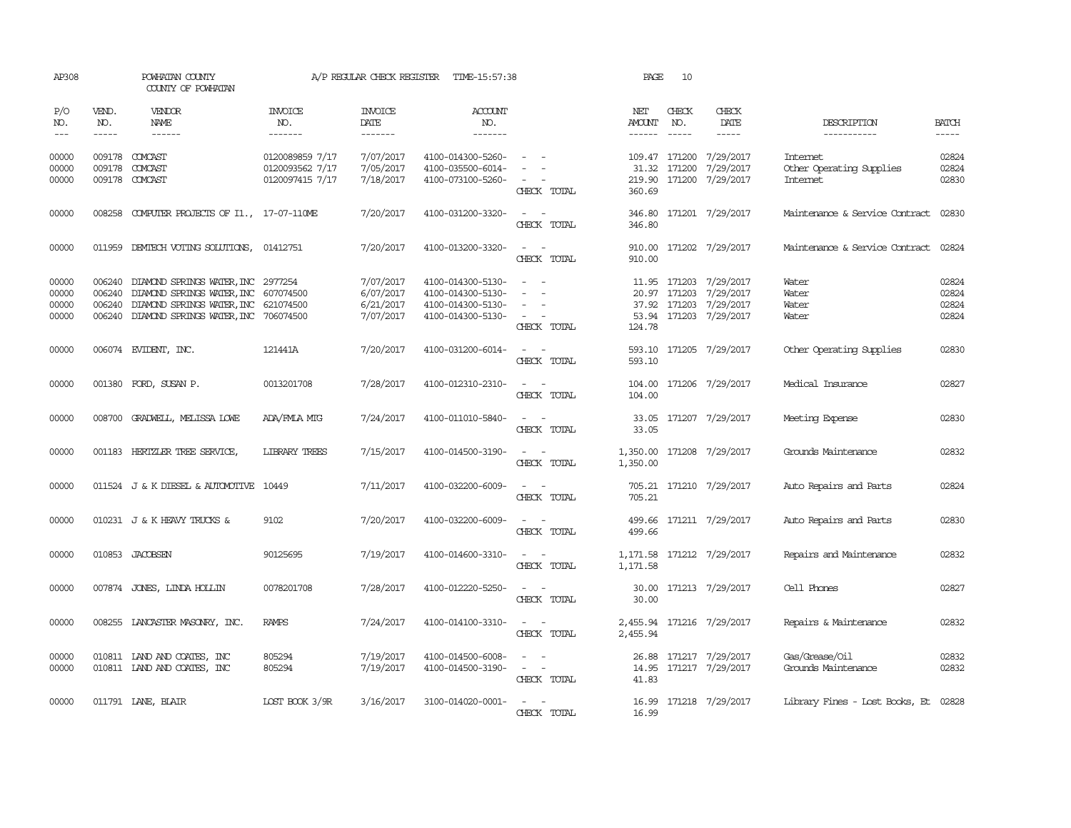AP308 POWHATAN COUNTY A/P REGULAR CHECK REGISTER TIME-15:57:38 PAGE 10

COUNTY OF POWHATAN

| P/O NO. | VEND. NO. | VENDOR NAME | INVOICE NO. | INVOICE DATE | ACCOUNT NO. | | NET AMOUNT | CHECK NO. | CHECK DATE | DESCRIPTION | BATCH |
|---|---|---|---|---|---|---|---|---|---|---|---|
| --- | ----- | ------ | ------- | ------- | ------- | | ------ | ----- | ----- | ----------- | ----- |
| 00000 | 009178 | COMCAST | 0120089859 7/17 | 7/07/2017 | 4100-014300-5260- | - - | 109.47 | 171200 | 7/29/2017 | Internet | 02824 |
| 00000 | 009178 | COMCAST | 0120093562 7/17 | 7/05/2017 | 4100-035500-6014- | - - | 31.32 | 171200 | 7/29/2017 | Other Operating Supplies | 02824 |
| 00000 | 009178 | COMCAST | 0120097415 7/17 | 7/18/2017 | 4100-073100-5260- | - - | 219.90 | 171200 | 7/29/2017 | Internet | 02830 |
| | | | | | | CHECK TOTAL | 360.69 | | | | |
| 00000 | 008258 | COMPUTER PROJECTS OF I1., | 17-07-110ME | 7/20/2017 | 4100-031200-3320- | - - | 346.80 | 171201 | 7/29/2017 | Maintenance & Service Contract | 02830 |
| | | | | | | CHECK TOTAL | 346.80 | | | | |
| 00000 | 011959 | DEMTECH VOTING SOLUTIONS, | 01412751 | 7/20/2017 | 4100-013200-3320- | - - | 910.00 | 171202 | 7/29/2017 | Maintenance & Service Contract | 02824 |
| | | | | | | CHECK TOTAL | 910.00 | | | | |
| 00000 | 006240 | DIAMOND SPRINGS WATER, INC | 2977254 | 7/07/2017 | 4100-014300-5130- | - - | 11.95 | 171203 | 7/29/2017 | Water | 02824 |
| 00000 | 006240 | DIAMOND SPRINGS WATER, INC | 607074500 | 6/07/2017 | 4100-014300-5130- | - - | 20.97 | 171203 | 7/29/2017 | Water | 02824 |
| 00000 | 006240 | DIAMOND SPRINGS WATER, INC | 621074500 | 6/21/2017 | 4100-014300-5130- | - - | 37.92 | 171203 | 7/29/2017 | Water | 02824 |
| 00000 | 006240 | DIAMOND SPRINGS WATER, INC | 706074500 | 7/07/2017 | 4100-014300-5130- | - - | 53.94 | 171203 | 7/29/2017 | Water | 02824 |
| | | | | | | CHECK TOTAL | 124.78 | | | | |
| 00000 | 006074 | EVIDENT, INC. | 121441A | 7/20/2017 | 4100-031200-6014- | - - | 593.10 | 171205 | 7/29/2017 | Other Operating Supplies | 02830 |
| | | | | | | CHECK TOTAL | 593.10 | | | | |
| 00000 | 001380 | FORD, SUSAN P. | 0013201708 | 7/28/2017 | 4100-012310-2310- | - - | 104.00 | 171206 | 7/29/2017 | Medical Insurance | 02827 |
| | | | | | | CHECK TOTAL | 104.00 | | | | |
| 00000 | 008700 | GRADWELL, MELISSA LOWE | ADA/FMLA MTG | 7/24/2017 | 4100-011010-5840- | - - | 33.05 | 171207 | 7/29/2017 | Meeting Expense | 02830 |
| | | | | | | CHECK TOTAL | 33.05 | | | | |
| 00000 | 001183 | HERTZLER TREE SERVICE, | LIBRARY TREES | 7/15/2017 | 4100-014500-3190- | - - | 1,350.00 | 171208 | 7/29/2017 | Grounds Maintenance | 02832 |
| | | | | | | CHECK TOTAL | 1,350.00 | | | | |
| 00000 | 011524 | J & K DIESEL & AUTOMOTIVE | 10449 | 7/11/2017 | 4100-032200-6009- | - - | 705.21 | 171210 | 7/29/2017 | Auto Repairs and Parts | 02824 |
| | | | | | | CHECK TOTAL | 705.21 | | | | |
| 00000 | 010231 | J & K HEAVY TRUCKS & | 9102 | 7/20/2017 | 4100-032200-6009- | - - | 499.66 | 171211 | 7/29/2017 | Auto Repairs and Parts | 02830 |
| | | | | | | CHECK TOTAL | 499.66 | | | | |
| 00000 | 010853 | JACOBSEN | 90125695 | 7/19/2017 | 4100-014600-3310- | - - | 1,171.58 | 171212 | 7/29/2017 | Repairs and Maintenance | 02832 |
| | | | | | | CHECK TOTAL | 1,171.58 | | | | |
| 00000 | 007874 | JONES, LINDA HOLLIN | 0078201708 | 7/28/2017 | 4100-012220-5250- | - - | 30.00 | 171213 | 7/29/2017 | Cell Phones | 02827 |
| | | | | | | CHECK TOTAL | 30.00 | | | | |
| 00000 | 008255 | LANCASTER MASONRY, INC. | RAMPS | 7/24/2017 | 4100-014100-3310- | - - | 2,455.94 | 171216 | 7/29/2017 | Repairs & Maintenance | 02832 |
| | | | | | | CHECK TOTAL | 2,455.94 | | | | |
| 00000 | 010811 | LAND AND COATES, INC | 805294 | 7/19/2017 | 4100-014500-6008- | - - | 26.88 | 171217 | 7/29/2017 | Gas/Grease/Oil | 02832 |
| 00000 | 010811 | LAND AND COATES, INC | 805294 | 7/19/2017 | 4100-014500-3190- | - - | 14.95 | 171217 | 7/29/2017 | Grounds Maintenance | 02832 |
| | | | | | | CHECK TOTAL | 41.83 | | | | |
| 00000 | 011791 | LANE, BLAIR | LOST BOOK 3/9R | 3/16/2017 | 3100-014020-0001- | - - | 16.99 | 171218 | 7/29/2017 | Library Fines - Lost Books, Et | 02828 |
| | | | | | | CHECK TOTAL | 16.99 | | | | |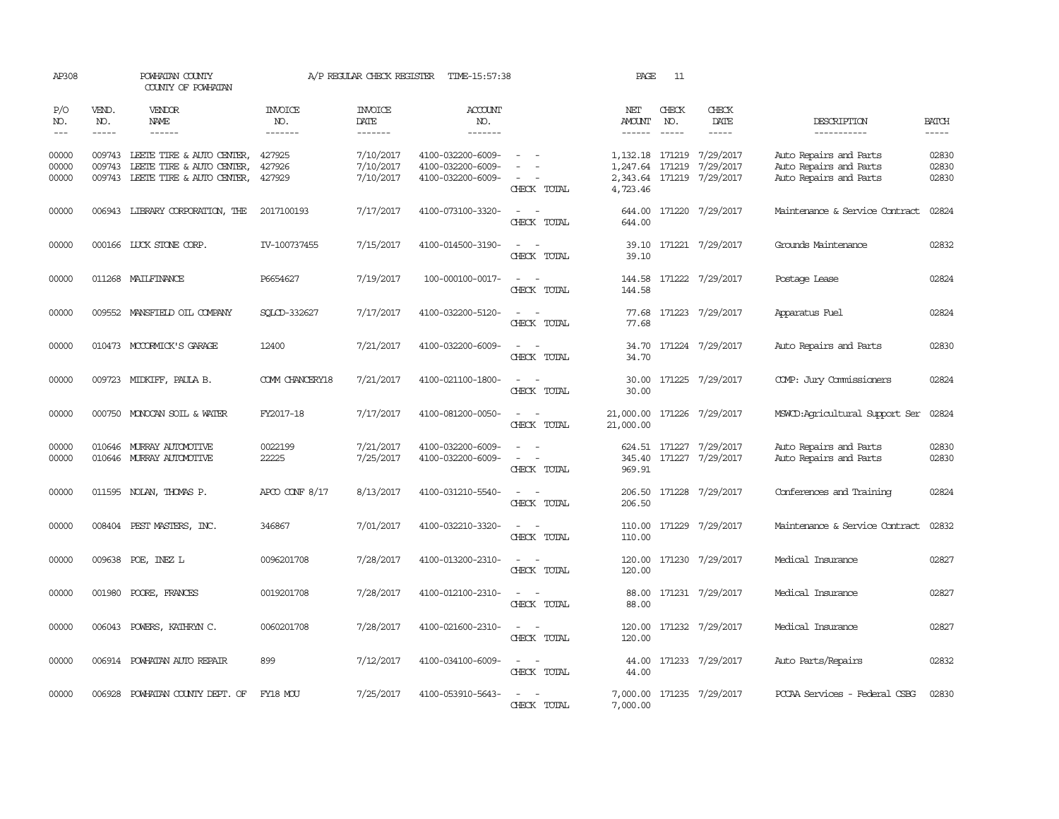AP308 POWHATAN COUNTY COUNTY OF POWHATAN A/P REGULAR CHECK REGISTER TIME-15:57:38 PAGE 11

| P/O NO. | VEND. NO. | VENDOR NAME | INVOICE NO. | INVOICE DATE | ACCOUNT NO. | | NET AMOUNT | CHECK NO. | CHECK DATE | DESCRIPTION | BATCH |
|---|---|---|---|---|---|---|---|---|---|---|---|
| 00000 | 009743 | LEETE TIRE & AUTO CENTER, | 427925 | 7/10/2017 | 4100-032200-6009- | - - | 1,132.18 | 171219 | 7/29/2017 | Auto Repairs and Parts | 02830 |
| 00000 | 009743 | LEETE TIRE & AUTO CENTER, | 427926 | 7/10/2017 | 4100-032200-6009- | - - | 1,247.64 | 171219 | 7/29/2017 | Auto Repairs and Parts | 02830 |
| 00000 | 009743 | LEETE TIRE & AUTO CENTER, | 427929 | 7/10/2017 | 4100-032200-6009- | - - | 2,343.64 | 171219 | 7/29/2017 | Auto Repairs and Parts | 02830 |
| | | | | | | CHECK TOTAL | 4,723.46 | | | | |
| 00000 | 006943 | LIBRARY CORPORATION, THE | 2017100193 | 7/17/2017 | 4100-073100-3320- | - - | 644.00 | 171220 | 7/29/2017 | Maintenance & Service Contract | 02824 |
| | | | | | | CHECK TOTAL | 644.00 | | | | |
| 00000 | 000166 | LUCK STONE CORP. | IV-100737455 | 7/15/2017 | 4100-014500-3190- | - - | 39.10 | 171221 | 7/29/2017 | Grounds Maintenance | 02832 |
| | | | | | | CHECK TOTAL | 39.10 | | | | |
| 00000 | 011268 | MAILFINANCE | P6654627 | 7/19/2017 | 100-000100-0017- | - - | 144.58 | 171222 | 7/29/2017 | Postage Lease | 02824 |
| | | | | | | CHECK TOTAL | 144.58 | | | | |
| 00000 | 009552 | MANSFIELD OIL COMPANY | SQLCD-332627 | 7/17/2017 | 4100-032200-5120- | - - | 77.68 | 171223 | 7/29/2017 | Apparatus Fuel | 02824 |
| | | | | | | CHECK TOTAL | 77.68 | | | | |
| 00000 | 010473 | MCCORMICK'S GARAGE | 12400 | 7/21/2017 | 4100-032200-6009- | - - | 34.70 | 171224 | 7/29/2017 | Auto Repairs and Parts | 02830 |
| | | | | | | CHECK TOTAL | 34.70 | | | | |
| 00000 | 009723 | MIDKIFF, PAULA B. | COMM CHANCERY18 | 7/21/2017 | 4100-021100-1800- | - - | 30.00 | 171225 | 7/29/2017 | COMP: Jury Commissioners | 02824 |
| | | | | | | CHECK TOTAL | 30.00 | | | | |
| 00000 | 000750 | MONOCAN SOIL & WATER | FY2017-18 | 7/17/2017 | 4100-081200-0050- | - - | 21,000.00 | 171226 | 7/29/2017 | MSWCD:Agricultural Support Ser | 02824 |
| | | | | | | CHECK TOTAL | 21,000.00 | | | | |
| 00000 | 010646 | MURRAY AUTOMOTIVE | 0022199 | 7/21/2017 | 4100-032200-6009- | - - | 624.51 | 171227 | 7/29/2017 | Auto Repairs and Parts | 02830 |
| 00000 | 010646 | MURRAY AUTOMOTIVE | 22225 | 7/25/2017 | 4100-032200-6009- | - - | 345.40 | 171227 | 7/29/2017 | Auto Repairs and Parts | 02830 |
| | | | | | | CHECK TOTAL | 969.91 | | | | |
| 00000 | 011595 | NOLAN, THOMAS P. | APCO CONF 8/17 | 8/13/2017 | 4100-031210-5540- | - - | 206.50 | 171228 | 7/29/2017 | Conferences and Training | 02824 |
| | | | | | | CHECK TOTAL | 206.50 | | | | |
| 00000 | 008404 | PEST MASTERS, INC. | 346867 | 7/01/2017 | 4100-032210-3320- | - - | 110.00 | 171229 | 7/29/2017 | Maintenance & Service Contract | 02832 |
| | | | | | | CHECK TOTAL | 110.00 | | | | |
| 00000 | 009638 | POE, INEZ L | 0096201708 | 7/28/2017 | 4100-013200-2310- | - - | 120.00 | 171230 | 7/29/2017 | Medical Insurance | 02827 |
| | | | | | | CHECK TOTAL | 120.00 | | | | |
| 00000 | 001980 | POORE, FRANCES | 0019201708 | 7/28/2017 | 4100-012100-2310- | - - | 88.00 | 171231 | 7/29/2017 | Medical Insurance | 02827 |
| | | | | | | CHECK TOTAL | 88.00 | | | | |
| 00000 | 006043 | POWERS, KATHRYN C. | 0060201708 | 7/28/2017 | 4100-021600-2310- | - - | 120.00 | 171232 | 7/29/2017 | Medical Insurance | 02827 |
| | | | | | | CHECK TOTAL | 120.00 | | | | |
| 00000 | 006914 | POWHATAN AUTO REPAIR | 899 | 7/12/2017 | 4100-034100-6009- | - - | 44.00 | 171233 | 7/29/2017 | Auto Parts/Repairs | 02832 |
| | | | | | | CHECK TOTAL | 44.00 | | | | |
| 00000 | 006928 | POWHATAN COUNTY DEPT. OF | FY18 MOU | 7/25/2017 | 4100-053910-5643- | - - | 7,000.00 | 171235 | 7/29/2017 | PCCAA Services - Federal CSBG | 02830 |
| | | | | | | CHECK TOTAL | 7,000.00 | | | | |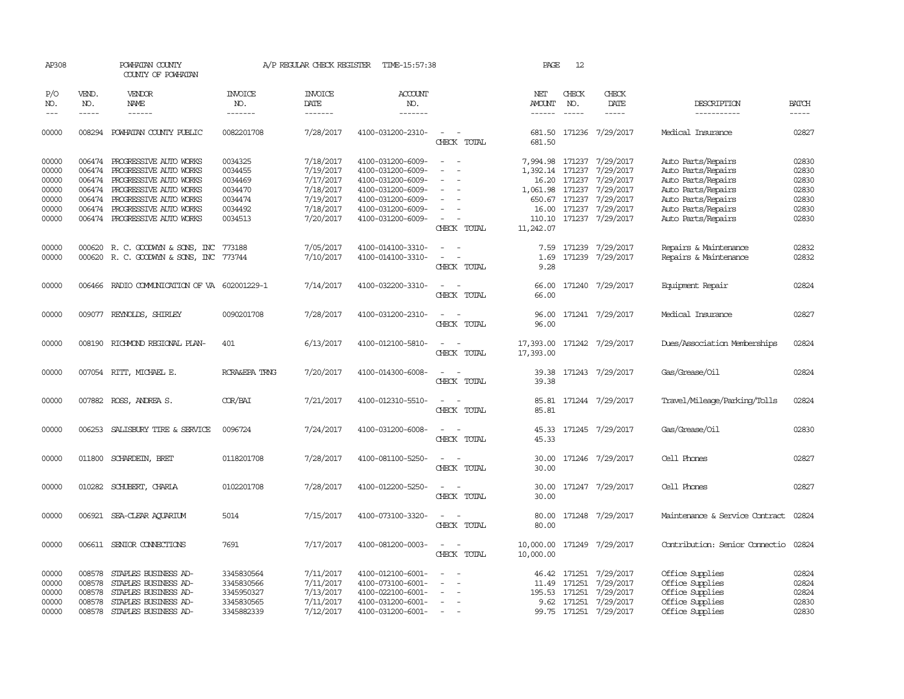AP308 POWHATAN COUNTY A/P REGULAR CHECK REGISTER TIME-15:57:38 PAGE 12
COUNTY OF POWHATAN

| P/O NO. | VEND. NO. | VENDOR NAME | INVOICE NO. | INVOICE DATE | ACCOUNT NO. | | NET AMOUNT | CHECK NO. | CHECK DATE | DESCRIPTION | BATCH |
|---|---|---|---|---|---|---|---|---|---|---|---|
| 00000 | 008294 | POWHATAN COUNTY PUBLIC | 0082201708 | 7/28/2017 | 4100-031200-2310- | - - | 681.50 | 171236 | 7/29/2017 | Medical Insurance | 02827 |
| | | | | | | CHECK TOTAL | 681.50 | | | | |
| 00000 | 006474 | PROGRESSIVE AUTO WORKS | 0034325 | 7/18/2017 | 4100-031200-6009- | - - | 7,994.98 | 171237 | 7/29/2017 | Auto Parts/Repairs | 02830 |
| 00000 | 006474 | PROGRESSIVE AUTO WORKS | 0034455 | 7/19/2017 | 4100-031200-6009- | - - | 1,392.14 | 171237 | 7/29/2017 | Auto Parts/Repairs | 02830 |
| 00000 | 006474 | PROGRESSIVE AUTO WORKS | 0034469 | 7/17/2017 | 4100-031200-6009- | - - | 16.20 | 171237 | 7/29/2017 | Auto Parts/Repairs | 02830 |
| 00000 | 006474 | PROGRESSIVE AUTO WORKS | 0034470 | 7/18/2017 | 4100-031200-6009- | - - | 1,061.98 | 171237 | 7/29/2017 | Auto Parts/Repairs | 02830 |
| 00000 | 006474 | PROGRESSIVE AUTO WORKS | 0034474 | 7/19/2017 | 4100-031200-6009- | - - | 650.67 | 171237 | 7/29/2017 | Auto Parts/Repairs | 02830 |
| 00000 | 006474 | PROGRESSIVE AUTO WORKS | 0034492 | 7/18/2017 | 4100-031200-6009- | - - | 16.00 | 171237 | 7/29/2017 | Auto Parts/Repairs | 02830 |
| 00000 | 006474 | PROGRESSIVE AUTO WORKS | 0034513 | 7/20/2017 | 4100-031200-6009- | - - | 110.10 | 171237 | 7/29/2017 | Auto Parts/Repairs | 02830 |
| | | | | | | CHECK TOTAL | 11,242.07 | | | | |
| 00000 | 000620 | R. C. GOODWYN & SONS, INC | 773188 | 7/05/2017 | 4100-014100-3310- | - - | 7.59 | 171239 | 7/29/2017 | Repairs & Maintenance | 02832 |
| 00000 | 000620 | R. C. GOODWYN & SONS, INC | 773744 | 7/10/2017 | 4100-014100-3310- | - - | 1.69 | 171239 | 7/29/2017 | Repairs & Maintenance | 02832 |
| | | | | | | CHECK TOTAL | 9.28 | | | | |
| 00000 | 006466 | RADIO COMMUNICATION OF VA | 602001229-1 | 7/14/2017 | 4100-032200-3310- | - - | 66.00 | 171240 | 7/29/2017 | Equipment Repair | 02824 |
| | | | | | | CHECK TOTAL | 66.00 | | | | |
| 00000 | 009077 | REYNOLDS, SHIRLEY | 0090201708 | 7/28/2017 | 4100-031200-2310- | - - | 96.00 | 171241 | 7/29/2017 | Medical Insurance | 02827 |
| | | | | | | CHECK TOTAL | 96.00 | | | | |
| 00000 | 008190 | RICHMOND REGIONAL PLAN- | 401 | 6/13/2017 | 4100-012100-5810- | - - | 17,393.00 | 171242 | 7/29/2017 | Dues/Association Memberships | 02824 |
| | | | | | | CHECK TOTAL | 17,393.00 | | | | |
| 00000 | 007054 | RITT, MICHAEL E. | RCRA&EPA TRNG | 7/20/2017 | 4100-014300-6008- | - - | 39.38 | 171243 | 7/29/2017 | Gas/Grease/Oil | 02824 |
| | | | | | | CHECK TOTAL | 39.38 | | | | |
| 00000 | 007882 | ROSS, ANDREA S. | COR/BAI | 7/21/2017 | 4100-012310-5510- | - - | 85.81 | 171244 | 7/29/2017 | Travel/Mileage/Parking/Tolls | 02824 |
| | | | | | | CHECK TOTAL | 85.81 | | | | |
| 00000 | 006253 | SALISBURY TIRE & SERVICE | 0096724 | 7/24/2017 | 4100-031200-6008- | - - | 45.33 | 171245 | 7/29/2017 | Gas/Grease/Oil | 02830 |
| | | | | | | CHECK TOTAL | 45.33 | | | | |
| 00000 | 011800 | SCHARDEIN, BRET | 0118201708 | 7/28/2017 | 4100-081100-5250- | - - | 30.00 | 171246 | 7/29/2017 | Cell Phones | 02827 |
| | | | | | | CHECK TOTAL | 30.00 | | | | |
| 00000 | 010282 | SCHUBERT, CHARLA | 0102201708 | 7/28/2017 | 4100-012200-5250- | - - | 30.00 | 171247 | 7/29/2017 | Cell Phones | 02827 |
| | | | | | | CHECK TOTAL | 30.00 | | | | |
| 00000 | 006921 | SEA-CLEAR AQUARIUM | 5014 | 7/15/2017 | 4100-073100-3320- | - - | 80.00 | 171248 | 7/29/2017 | Maintenance & Service Contract | 02824 |
| | | | | | | CHECK TOTAL | 80.00 | | | | |
| 00000 | 006611 | SENIOR CONNECTIONS | 7691 | 7/17/2017 | 4100-081200-0003- | - - | 10,000.00 | 171249 | 7/29/2017 | Contribution: Senior Connectio | 02824 |
| | | | | | | CHECK TOTAL | 10,000.00 | | | | |
| 00000 | 008578 | STAPLES BUSINESS AD- | 3345830564 | 7/11/2017 | 4100-012100-6001- | - - | 46.42 | 171251 | 7/29/2017 | Office Supplies | 02824 |
| 00000 | 008578 | STAPLES BUSINESS AD- | 3345830566 | 7/11/2017 | 4100-073100-6001- | - - | 11.49 | 171251 | 7/29/2017 | Office Supplies | 02824 |
| 00000 | 008578 | STAPLES BUSINESS AD- | 3345950327 | 7/13/2017 | 4100-022100-6001- | - - | 195.53 | 171251 | 7/29/2017 | Office Supplies | 02824 |
| 00000 | 008578 | STAPLES BUSINESS AD- | 3345830565 | 7/11/2017 | 4100-031200-6001- | - - | 9.62 | 171251 | 7/29/2017 | Office Supplies | 02830 |
| 00000 | 008578 | STAPLES BUSINESS AD- | 3345882339 | 7/12/2017 | 4100-031200-6001- | - - | 99.75 | 171251 | 7/29/2017 | Office Supplies | 02830 |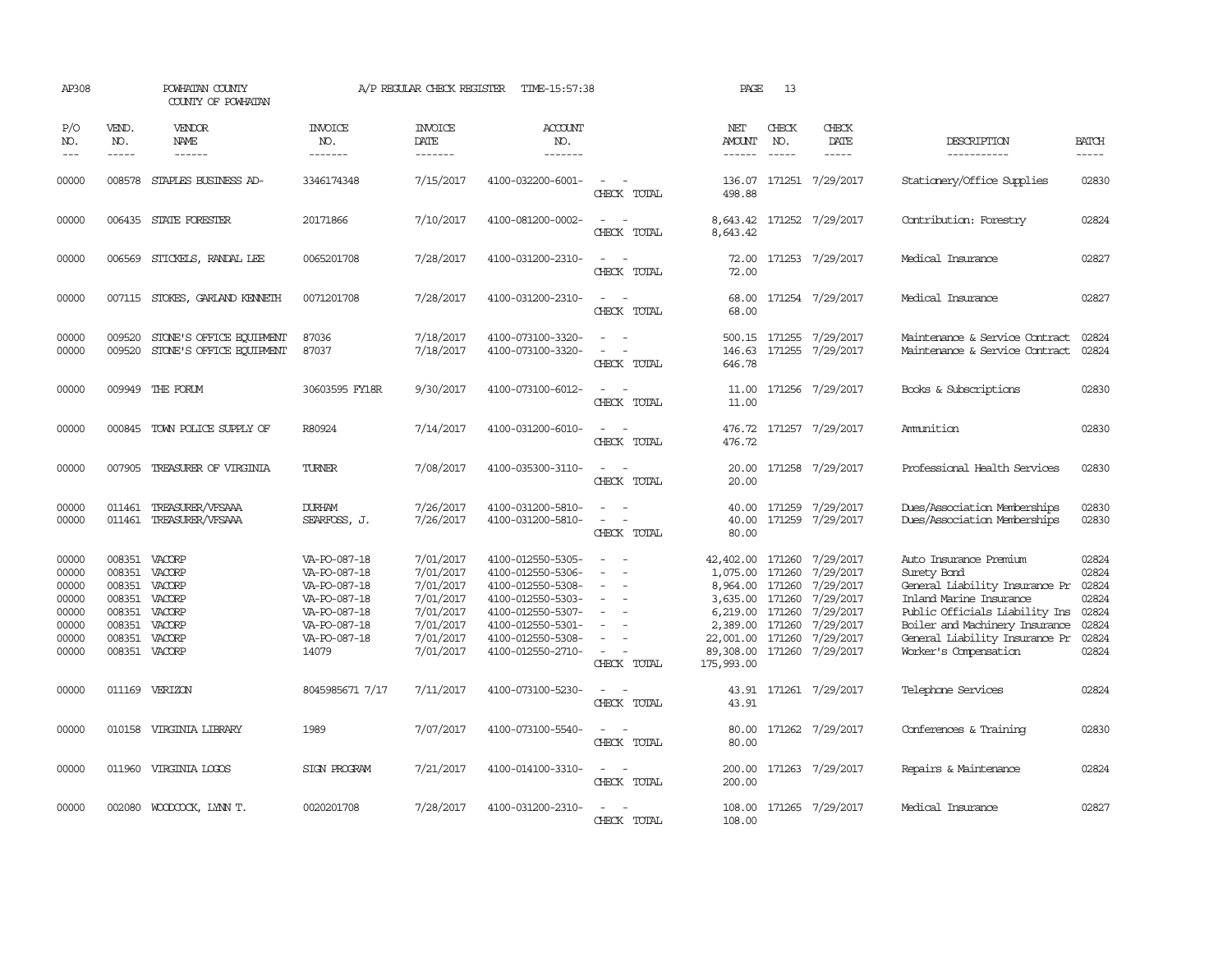AP308 POWHATAN COUNTY A/P REGULAR CHECK REGISTER TIME-15:57:38 PAGE 13
COUNTY OF POWHATAN

| P/O NO. | VEND. NO. | VENDOR NAME | INVOICE NO. | INVOICE DATE | ACCOUNT NO. | | NET AMOUNT | CHECK NO. | CHECK DATE | DESCRIPTION | BATCH |
|---|---|---|---|---|---|---|---|---|---|---|---|
| 00000 | 008578 | STAPLES BUSINESS AD- | 3346174348 | 7/15/2017 | 4100-032200-6001- | - - | 136.07 | 171251 | 7/29/2017 | Stationery/Office Supplies | 02830 |
| | | | | | | CHECK TOTAL | 498.88 | | | | |
| 00000 | 006435 | STATE FORESTER | 20171866 | 7/10/2017 | 4100-081200-0002- | - - | 8,643.42 | 171252 | 7/29/2017 | Contribution: Forestry | 02824 |
| | | | | | | CHECK TOTAL | 8,643.42 | | | | |
| 00000 | 006569 | STICKELS, RANDAL LEE | 0065201708 | 7/28/2017 | 4100-031200-2310- | - - | 72.00 | 171253 | 7/29/2017 | Medical Insurance | 02827 |
| | | | | | | CHECK TOTAL | 72.00 | | | | |
| 00000 | 007115 | STOKES, GARLAND KENNETH | 0071201708 | 7/28/2017 | 4100-031200-2310- | - - | 68.00 | 171254 | 7/29/2017 | Medical Insurance | 02827 |
| | | | | | | CHECK TOTAL | 68.00 | | | | |
| 00000 | 009520 | STONE'S OFFICE EQUIPMENT | 87036 | 7/18/2017 | 4100-073100-3320- | - - | 500.15 | 171255 | 7/29/2017 | Maintenance & Service Contract | 02824 |
| 00000 | 009520 | STONE'S OFFICE EQUIPMENT | 87037 | 7/18/2017 | 4100-073100-3320- | - - | 146.63 | 171255 | 7/29/2017 | Maintenance & Service Contract | 02824 |
| | | | | | | CHECK TOTAL | 646.78 | | | | |
| 00000 | 009949 | THE FORUM | 30603595 FY18R | 9/30/2017 | 4100-073100-6012- | - - | 11.00 | 171256 | 7/29/2017 | Books & Subscriptions | 02830 |
| | | | | | | CHECK TOTAL | 11.00 | | | | |
| 00000 | 000845 | TOWN POLICE SUPPLY OF | R80924 | 7/14/2017 | 4100-031200-6010- | - - | 476.72 | 171257 | 7/29/2017 | Ammunition | 02830 |
| | | | | | | CHECK TOTAL | 476.72 | | | | |
| 00000 | 007905 | TREASURER OF VIRGINIA | TURNER | 7/08/2017 | 4100-035300-3110- | - - | 20.00 | 171258 | 7/29/2017 | Professional Health Services | 02830 |
| | | | | | | CHECK TOTAL | 20.00 | | | | |
| 00000 | 011461 | TREASURER/VFSAAA | DURHAM | 7/26/2017 | 4100-031200-5810- | - - | 40.00 | 171259 | 7/29/2017 | Dues/Association Memberships | 02830 |
| 00000 | 011461 | TREASURER/VFSAAA | SEARFOSS, J. | 7/26/2017 | 4100-031200-5810- | - - | 40.00 | 171259 | 7/29/2017 | Dues/Association Memberships | 02830 |
| | | | | | | CHECK TOTAL | 80.00 | | | | |
| 00000 | 008351 | VACORP | VA-PO-087-18 | 7/01/2017 | 4100-012550-5305- | - - | 42,402.00 | 171260 | 7/29/2017 | Auto Insurance Premium | 02824 |
| 00000 | 008351 | VACORP | VA-PO-087-18 | 7/01/2017 | 4100-012550-5306- | - - | 1,075.00 | 171260 | 7/29/2017 | Surety Bond | 02824 |
| 00000 | 008351 | VACORP | VA-PO-087-18 | 7/01/2017 | 4100-012550-5308- | - - | 8,964.00 | 171260 | 7/29/2017 | General Liability Insurance Pr | 02824 |
| 00000 | 008351 | VACORP | VA-PO-087-18 | 7/01/2017 | 4100-012550-5303- | - - | 3,635.00 | 171260 | 7/29/2017 | Inland Marine Insurance | 02824 |
| 00000 | 008351 | VACORP | VA-PO-087-18 | 7/01/2017 | 4100-012550-5307- | - - | 6,219.00 | 171260 | 7/29/2017 | Public Officials Liability Ins | 02824 |
| 00000 | 008351 | VACORP | VA-PO-087-18 | 7/01/2017 | 4100-012550-5301- | - - | 2,389.00 | 171260 | 7/29/2017 | Boiler and Machinery Insurance | 02824 |
| 00000 | 008351 | VACORP | VA-PO-087-18 | 7/01/2017 | 4100-012550-5308- | - - | 22,001.00 | 171260 | 7/29/2017 | General Liability Insurance Pr | 02824 |
| 00000 | 008351 | VACORP | 14079 | 7/01/2017 | 4100-012550-2710- | - - | 89,308.00 | 171260 | 7/29/2017 | Worker's Compensation | 02824 |
| | | | | | | CHECK TOTAL | 175,993.00 | | | | |
| 00000 | 011169 | VERIZON | 8045985671 7/17 | 7/11/2017 | 4100-073100-5230- | - - | 43.91 | 171261 | 7/29/2017 | Telephone Services | 02824 |
| | | | | | | CHECK TOTAL | 43.91 | | | | |
| 00000 | 010158 | VIRGINIA LIBRARY | 1989 | 7/07/2017 | 4100-073100-5540- | - - | 80.00 | 171262 | 7/29/2017 | Conferences & Training | 02830 |
| | | | | | | CHECK TOTAL | 80.00 | | | | |
| 00000 | 011960 | VIRGINIA LOGOS | SIGN PROGRAM | 7/21/2017 | 4100-014100-3310- | - - | 200.00 | 171263 | 7/29/2017 | Repairs & Maintenance | 02824 |
| | | | | | | CHECK TOTAL | 200.00 | | | | |
| 00000 | 002080 | WOODCOCK, LYNN T. | 0020201708 | 7/28/2017 | 4100-031200-2310- | - - | 108.00 | 171265 | 7/29/2017 | Medical Insurance | 02827 |
| | | | | | | CHECK TOTAL | 108.00 | | | | |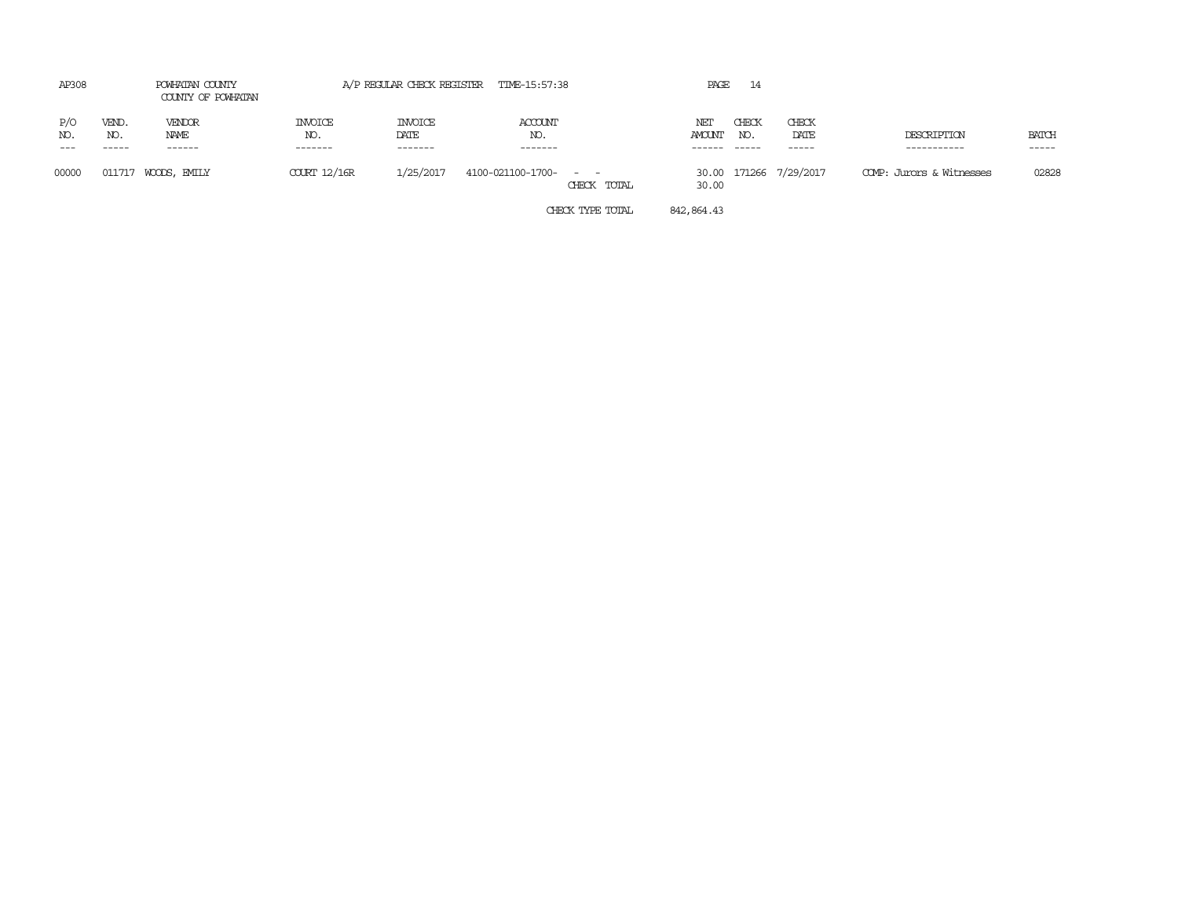AP308 POWHATAN COUNTY A/P REGULAR CHECK REGISTER TIME-15:57:38

COUNTY OF POWHATAN

| P/O NO. | VEND. NO. | VENDOR NAME | INVOICE NO. | INVOICE DATE | ACCOUNT NO. | | NET AMOUNT | CHECK NO. | CHECK DATE | DESCRIPTION | BATCH |
|---|---|---|---|---|---|---|---|---|---|---|---|
| 00000 | 011717 | WOODS, EMILY | COURT 12/16R | 1/25/2017 | 4100-021100-1700- - - | | 30.00 | 171266 | 7/29/2017 | COMP: Jurors & Witnesses | 02828 |
| | | | | | | CHECK TOTAL | 30.00 | | | | |
| | | | | | | CHECK TYPE TOTAL | 842,864.43 | | | | |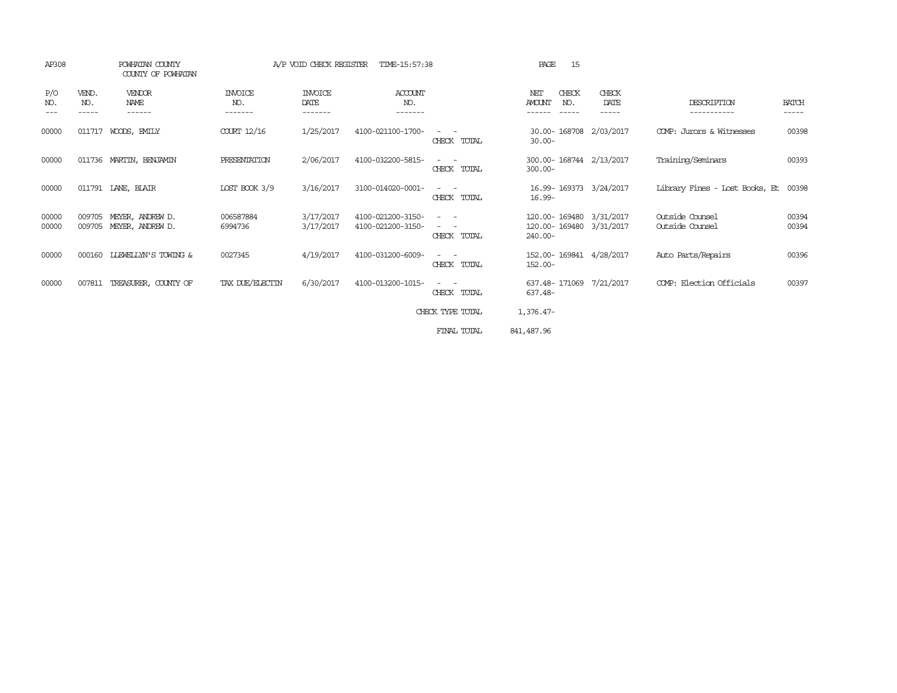AP308 POWHATAN COUNTY A/P VOID CHECK REGISTER TIME-15:57:38 PAGE 15
COUNTY OF POWHATAN

| P/O NO. | VEND. NO. | VENDOR NAME | INVOICE NO. | INVOICE DATE | ACCOUNT NO. | | NET AMOUNT | CHECK NO. | CHECK DATE | DESCRIPTION | BATCH |
|---|---|---|---|---|---|---|---|---|---|---|---|
| 00000 | 011717 | WOODS, EMILY | COURT 12/16 | 1/25/2017 | 4100-021100-1700- | - - | 30.00- | 168708 | 2/03/2017 | COMP: Jurors & Witnesses | 00398 |
| | | | | | | CHECK TOTAL | 30.00- | | | | |
| 00000 | 011736 | MARTIN, BENJAMIN | PRESENTATION | 2/06/2017 | 4100-032200-5815- | - - | 300.00- | 168744 | 2/13/2017 | Training/Seminars | 00393 |
| | | | | | | CHECK TOTAL | 300.00- | | | | |
| 00000 | 011791 | LANE, BLAIR | LOST BOOK 3/9 | 3/16/2017 | 3100-014020-0001- | - - | 16.99- | 169373 | 3/24/2017 | Library Fines - Lost Books, Et | 00398 |
| | | | | | | CHECK TOTAL | 16.99- | | | | |
| 00000 | 009705 | MEYER, ANDREW D. | 006587884 | 3/17/2017 | 4100-021200-3150- | - - | 120.00- | 169480 | 3/31/2017 | Outside Counsel | 00394 |
| 00000 | 009705 | MEYER, ANDREW D. | 6994736 | 3/17/2017 | 4100-021200-3150- | - - | 120.00- | 169480 | 3/31/2017 | Outside Counsel | 00394 |
| | | | | | | CHECK TOTAL | 240.00- | | | | |
| 00000 | 000160 | LLEWELLYN'S TOWING & | 0027345 | 4/19/2017 | 4100-031200-6009- | - - | 152.00- | 169841 | 4/28/2017 | Auto Parts/Repairs | 00396 |
| | | | | | | CHECK TOTAL | 152.00- | | | | |
| 00000 | 007811 | TREASURER, COUNTY OF | TAX DUE/ELECTN | 6/30/2017 | 4100-013200-1015- | - - | 637.48- | 171069 | 7/21/2017 | COMP: Election Officials | 00397 |
| | | | | | | CHECK TOTAL | 637.48- | | | | |
| | | | | | | CHECK TYPE TOTAL | 1,376.47- | | | | |
| | | | | | | FINAL TOTAL | 841,487.96 | | | | |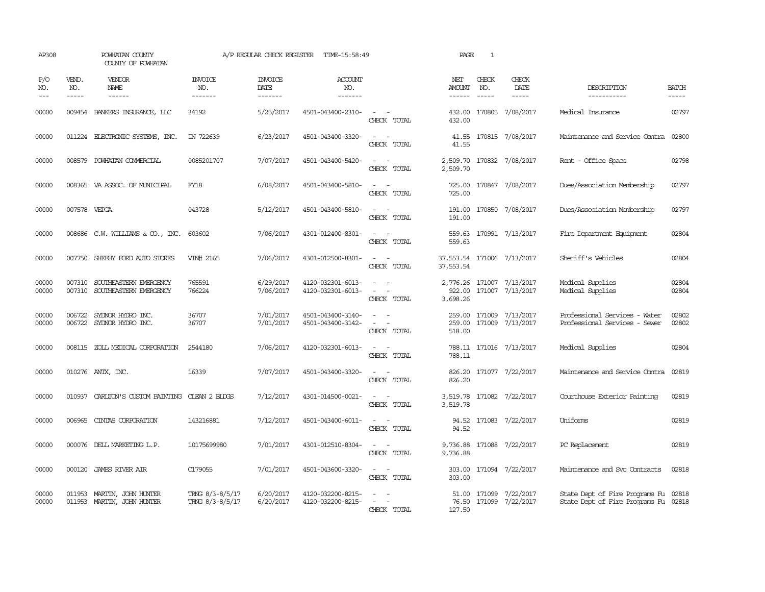AP308 POWHATAN COUNTY A/P REGULAR CHECK REGISTER TIME-15:58:49 PAGE 1

COUNTY OF POWHATAN

| P/O NO. | VEND. NO. | VENDOR NAME | INVOICE NO. | INVOICE DATE | ACCOUNT NO. | | NET AMOUNT | CHECK NO. | CHECK DATE | DESCRIPTION | BATCH |
|---|---|---|---|---|---|---|---|---|---|---|---|
| 00000 | 009454 | BANKERS INSURANCE, LLC | 34192 | 5/25/2017 | 4501-043400-2310- | - - | 432.00 | 170805 | 7/08/2017 | Medical Insurance | 02797 |
| | | | | | | CHECK TOTAL | 432.00 | | | | |
| 00000 | 011224 | ELECTRONIC SYSTEMS, INC. | IN 722639 | 6/23/2017 | 4501-043400-3320- | - - | 41.55 | 170815 | 7/08/2017 | Maintenance and Service Contra | 02800 |
| | | | | | | CHECK TOTAL | 41.55 | | | | |
| 00000 | 008579 | POWHATAN COMMERCIAL | 0085201707 | 7/07/2017 | 4501-043400-5420- | - - | 2,509.70 | 170832 | 7/08/2017 | Rent - Office Space | 02798 |
| | | | | | | CHECK TOTAL | 2,509.70 | | | | |
| 00000 | 008365 | VA ASSOC. OF MUNICIPAL | FY18 | 6/08/2017 | 4501-043400-5810- | - - | 725.00 | 170847 | 7/08/2017 | Dues/Association Membership | 02797 |
| | | | | | | CHECK TOTAL | 725.00 | | | | |
| 00000 | 007578 | VEPGA | 043728 | 5/12/2017 | 4501-043400-5810- | - - | 191.00 | 170850 | 7/08/2017 | Dues/Association Membership | 02797 |
| | | | | | | CHECK TOTAL | 191.00 | | | | |
| 00000 | 008686 | C.W. WILLIAMS & CO., INC. | 603602 | 7/06/2017 | 4301-012400-8301- | - - | 559.63 | 170991 | 7/13/2017 | Fire Department Equipment | 02804 |
| | | | | | | CHECK TOTAL | 559.63 | | | | |
| 00000 | 007750 | SHEEHY FORD AUTO STORES | VIN# 2165 | 7/06/2017 | 4301-012500-8301- | - - | 37,553.54 | 171006 | 7/13/2017 | Sheriff's Vehicles | 02804 |
| | | | | | | CHECK TOTAL | 37,553.54 | | | | |
| 00000 | 007310 | SOUTHEASTERN EMERGENCY | 765591 | 6/29/2017 | 4120-032301-6013- | - - | 2,776.26 | 171007 | 7/13/2017 | Medical Supplies | 02804 |
| 00000 | 007310 | SOUTHEASTERN EMERGENCY | 766224 | 7/06/2017 | 4120-032301-6013- | - - | 922.00 | 171007 | 7/13/2017 | Medical Supplies | 02804 |
| | | | | | | CHECK TOTAL | 3,698.26 | | | | |
| 00000 | 006722 | SYDNOR HYDRO INC. | 36707 | 7/01/2017 | 4501-043400-3140- | - - | 259.00 | 171009 | 7/13/2017 | Professional Services - Water | 02802 |
| 00000 | 006722 | SYDNOR HYDRO INC. | 36707 | 7/01/2017 | 4501-043400-3142- | - - | 259.00 | 171009 | 7/13/2017 | Professional Services - Sewer | 02802 |
| | | | | | | CHECK TOTAL | 518.00 | | | | |
| 00000 | 008115 | ZOLL MEDICAL CORPORATION | 2544180 | 7/06/2017 | 4120-032301-6013- | - - | 788.11 | 171016 | 7/13/2017 | Medical Supplies | 02804 |
| | | | | | | CHECK TOTAL | 788.11 | | | | |
| 00000 | 010276 | ANTX, INC. | 16339 | 7/07/2017 | 4501-043400-3320- | - - | 826.20 | 171077 | 7/22/2017 | Maintenance and Service Contra | 02819 |
| | | | | | | CHECK TOTAL | 826.20 | | | | |
| 00000 | 010937 | CARLTON'S CUSTOM PAINTING | CLEAN 2 BLDGS | 7/12/2017 | 4301-014500-0021- | - - | 3,519.78 | 171082 | 7/22/2017 | Courthouse Exterior Painting | 02819 |
| | | | | | | CHECK TOTAL | 3,519.78 | | | | |
| 00000 | 006965 | CINTAS CORPORATION | 143216881 | 7/12/2017 | 4501-043400-6011- | - - | 94.52 | 171083 | 7/22/2017 | Uniforms | 02819 |
| | | | | | | CHECK TOTAL | 94.52 | | | | |
| 00000 | 000076 | DELL MARKETING L.P. | 10175699980 | 7/01/2017 | 4301-012510-8304- | - - | 9,736.88 | 171088 | 7/22/2017 | PC Replacement | 02819 |
| | | | | | | CHECK TOTAL | 9,736.88 | | | | |
| 00000 | 000120 | JAMES RIVER AIR | C179055 | 7/01/2017 | 4501-043600-3320- | - - | 303.00 | 171094 | 7/22/2017 | Maintenance and Svc Contracts | 02818 |
| | | | | | | CHECK TOTAL | 303.00 | | | | |
| 00000 | 011953 | MARTIN, JOHN HUNTER | TRNG 8/3-8/5/17 | 6/20/2017 | 4120-032200-8215- | - - | 51.00 | 171099 | 7/22/2017 | State Dept of Fire Programs Fu | 02818 |
| 00000 | 011953 | MARTIN, JOHN HUNTER | TRNG 8/3-8/5/17 | 6/20/2017 | 4120-032200-8215- | - - | 76.50 | 171099 | 7/22/2017 | State Dept of Fire Programs Fu | 02818 |
| | | | | | | CHECK TOTAL | 127.50 | | | | |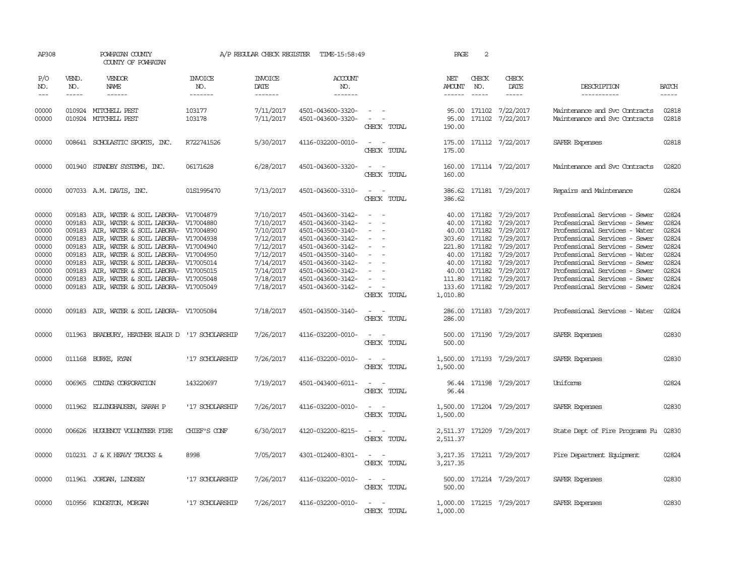AP308 POWHATAN COUNTY A/P REGULAR CHECK REGISTER TIME-15:58:49 PAGE 2

COUNTY OF POWHATAN

| P/O NO. | VEND. NO. | VENDOR NAME | INVOICE NO. | INVOICE DATE | ACCOUNT NO. | | NET AMOUNT | CHECK NO. | CHECK DATE | DESCRIPTION | BATCH |
|---|---|---|---|---|---|---|---|---|---|---|---|
| 00000 | 010924 | MITCHELL PEST | 103177 | 7/11/2017 | 4501-043600-3320- | - - | 95.00 | 171102 | 7/22/2017 | Maintenance and Svc Contracts | 02818 |
| 00000 | 010924 | MITCHELL PEST | 103178 | 7/11/2017 | 4501-043600-3320- | - - | 95.00 | 171102 | 7/22/2017 | Maintenance and Svc Contracts | 02818 |
| | | | | | | CHECK TOTAL | 190.00 | | | | |
| 00000 | 008641 | SCHOLASTIC SPORTS, INC. | R722741526 | 5/30/2017 | 4116-032200-0010- | - - | 175.00 | 171112 | 7/22/2017 | SAFER Expenses | 02818 |
| | | | | | | CHECK TOTAL | 175.00 | | | | |
| 00000 | 001940 | STANDBY SYSTEMS, INC. | 06171628 | 6/28/2017 | 4501-043600-3320- | - - | 160.00 | 171114 | 7/22/2017 | Maintenance and Svc Contracts | 02820 |
| | | | | | | CHECK TOTAL | 160.00 | | | | |
| 00000 | 007033 | A.M. DAVIS, INC. | 01S1995470 | 7/13/2017 | 4501-043600-3310- | - - | 386.62 | 171181 | 7/29/2017 | Repairs and Maintenance | 02824 |
| | | | | | | CHECK TOTAL | 386.62 | | | | |
| 00000 | 009183 | AIR, WATER & SOIL LABORA- | V17004879 | 7/10/2017 | 4501-043600-3142- | - - | 40.00 | 171182 | 7/29/2017 | Professional Services - Sewer | 02824 |
| 00000 | 009183 | AIR, WATER & SOIL LABORA- | V17004880 | 7/10/2017 | 4501-043600-3142- | - - | 40.00 | 171182 | 7/29/2017 | Professional Services - Sewer | 02824 |
| 00000 | 009183 | AIR, WATER & SOIL LABORA- | V17004890 | 7/10/2017 | 4501-043500-3140- | - - | 40.00 | 171182 | 7/29/2017 | Professional Services - Water | 02824 |
| 00000 | 009183 | AIR, WATER & SOIL LABORA- | V17004938 | 7/12/2017 | 4501-043600-3142- | - - | 303.60 | 171182 | 7/29/2017 | Professional Services - Sewer | 02824 |
| 00000 | 009183 | AIR, WATER & SOIL LABORA- | V17004940 | 7/12/2017 | 4501-043600-3142- | - - | 221.80 | 171182 | 7/29/2017 | Professional Services - Sewer | 02824 |
| 00000 | 009183 | AIR, WATER & SOIL LABORA- | V17004950 | 7/12/2017 | 4501-043500-3140- | - - | 40.00 | 171182 | 7/29/2017 | Professional Services - Water | 02824 |
| 00000 | 009183 | AIR, WATER & SOIL LABORA- | V17005014 | 7/14/2017 | 4501-043600-3142- | - - | 40.00 | 171182 | 7/29/2017 | Professional Services - Sewer | 02824 |
| 00000 | 009183 | AIR, WATER & SOIL LABORA- | V17005015 | 7/14/2017 | 4501-043600-3142- | - - | 40.00 | 171182 | 7/29/2017 | Professional Services - Sewer | 02824 |
| 00000 | 009183 | AIR, WATER & SOIL LABORA- | V17005048 | 7/18/2017 | 4501-043600-3142- | - - | 111.80 | 171182 | 7/29/2017 | Professional Services - Sewer | 02824 |
| 00000 | 009183 | AIR, WATER & SOIL LABORA- | V17005049 | 7/18/2017 | 4501-043600-3142- | - - | 133.60 | 171182 | 7/29/2017 | Professional Services - Sewer | 02824 |
| | | | | | | CHECK TOTAL | 1,010.80 | | | | |
| 00000 | 009183 | AIR, WATER & SOIL LABORA- | V17005084 | 7/18/2017 | 4501-043500-3140- | - - | 286.00 | 171183 | 7/29/2017 | Professional Services - Water | 02824 |
| | | | | | | CHECK TOTAL | 286.00 | | | | |
| 00000 | 011963 | BRADBURY, HEATHER BLAIR D | '17 SCHOLARSHIP | 7/26/2017 | 4116-032200-0010- | - - | 500.00 | 171190 | 7/29/2017 | SAFER Expenses | 02830 |
| | | | | | | CHECK TOTAL | 500.00 | | | | |
| 00000 | 011168 | BURKE, RYAN | '17 SCHOLARSHIP | 7/26/2017 | 4116-032200-0010- | - - | 1,500.00 | 171193 | 7/29/2017 | SAFER Expenses | 02830 |
| | | | | | | CHECK TOTAL | 1,500.00 | | | | |
| 00000 | 006965 | CINTAS CORPORATION | 143220697 | 7/19/2017 | 4501-043400-6011- | - - | 96.44 | 171198 | 7/29/2017 | Uniforms | 02824 |
| | | | | | | CHECK TOTAL | 96.44 | | | | |
| 00000 | 011962 | ELLINGHAUSEN, SARAH P | '17 SCHOLARSHIP | 7/26/2017 | 4116-032200-0010- | - - | 1,500.00 | 171204 | 7/29/2017 | SAFER Expenses | 02830 |
| | | | | | | CHECK TOTAL | 1,500.00 | | | | |
| 00000 | 006626 | HUGUENOT VOLUNTEER FIRE | CHIEF'S CONF | 6/30/2017 | 4120-032200-8215- | - - | 2,511.37 | 171209 | 7/29/2017 | State Dept of Fire Programs Fu | 02830 |
| | | | | | | CHECK TOTAL | 2,511.37 | | | | |
| 00000 | 010231 | J & K HEAVY TRUCKS & | 8998 | 7/05/2017 | 4301-012400-8301- | - - | 3,217.35 | 171211 | 7/29/2017 | Fire Department Equipment | 02824 |
| | | | | | | CHECK TOTAL | 3,217.35 | | | | |
| 00000 | 011961 | JORDAN, LINDSEY | '17 SCHOLARSHIP | 7/26/2017 | 4116-032200-0010- | - - | 500.00 | 171214 | 7/29/2017 | SAFER Expenses | 02830 |
| | | | | | | CHECK TOTAL | 500.00 | | | | |
| 00000 | 010956 | KINGSTON, MORGAN | '17 SCHOLARSHIP | 7/26/2017 | 4116-032200-0010- | - - | 1,000.00 | 171215 | 7/29/2017 | SAFER Expenses | 02830 |
| | | | | | | CHECK TOTAL | 1,000.00 | | | | |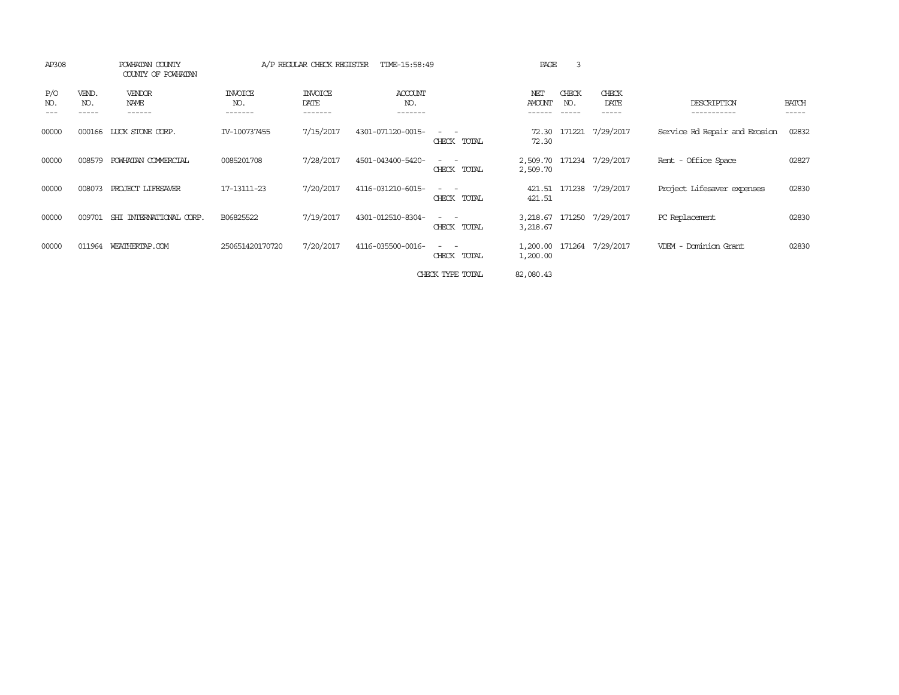AP308 POWHATAN COUNTY A/P REGULAR CHECK REGISTER TIME-15:58:49 PAGE 3
COUNTY OF POWHATAN

| P/O NO. | VEND. NO. | VENDOR NAME | INVOICE NO. | INVOICE DATE | ACCOUNT NO. | | NET AMOUNT | CHECK NO. | CHECK DATE | DESCRIPTION | BATCH |
|---|---|---|---|---|---|---|---|---|---|---|---|
| 00000 | 000166 | LUCK STONE CORP. | IV-100737455 | 7/15/2017 | 4301-071120-0015- | - - | 72.30 | 171221 | 7/29/2017 | Service Rd Repair and Erosion | 02832 |
| | | | | | | CHECK TOTAL | 72.30 | | | | |
| 00000 | 008579 | POWHATAN COMMERCIAL | 0085201708 | 7/28/2017 | 4501-043400-5420- | - - | 2,509.70 | 171234 | 7/29/2017 | Rent - Office Space | 02827 |
| | | | | | | CHECK TOTAL | 2,509.70 | | | | |
| 00000 | 008073 | PROJECT LIFESAVER | 17-13111-23 | 7/20/2017 | 4116-031210-6015- | - - | 421.51 | 171238 | 7/29/2017 | Project Lifesaver expenses | 02830 |
| | | | | | | CHECK TOTAL | 421.51 | | | | |
| 00000 | 009701 | SHI INTERNATIONAL CORP. | B06825522 | 7/19/2017 | 4301-012510-8304- | - - | 3,218.67 | 171250 | 7/29/2017 | PC Replacement | 02830 |
| | | | | | | CHECK TOTAL | 3,218.67 | | | | |
| 00000 | 011964 | WEATHERTAP.COM | 250651420170720 | 7/20/2017 | 4116-035500-0016- | - - | 1,200.00 | 171264 | 7/29/2017 | VDEM - Dominion Grant | 02830 |
| | | | | | | CHECK TOTAL | 1,200.00 | | | | |
| | | | | | | CHECK TYPE TOTAL | 82,080.43 | | | | |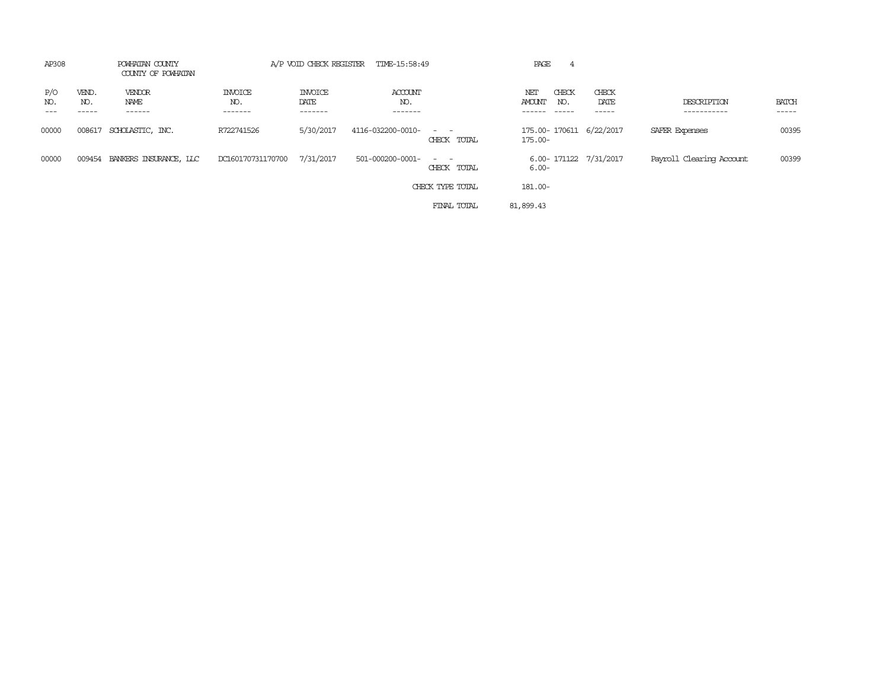AP308 POWHATAN COUNTY A/P VOID CHECK REGISTER TIME-15:58:49 PAGE 4

COUNTY OF POWHATAN

| P/O NO. | VEND. NO. | VENDOR NAME | INVOICE NO. | INVOICE DATE | ACCOUNT NO. | | NET AMOUNT | CHECK NO. | CHECK DATE | DESCRIPTION | BATCH |
|---|---|---|---|---|---|---|---|---|---|---|---|
| 00000 | 008617 | SCHOLASTIC, INC. | R722741526 | 5/30/2017 | 4116-032200-0010- | - - | 175.00- | 170611 | 6/22/2017 | SAFER Expenses | 00395 |
| | | | | | | CHECK TOTAL | 175.00- | | | | |
| 00000 | 009454 | BANKERS INSURANCE, LLC | DC160170731170700 | 7/31/2017 | 501-000200-0001- | - - | 6.00- | 171122 | 7/31/2017 | Payroll Clearing Account | 00399 |
| | | | | | | CHECK TOTAL | 6.00- | | | | |
| | | | | | | CHECK TYPE TOTAL | 181.00- | | | | |
| | | | | | | FINAL TOTAL | 81,899.43 | | | | |